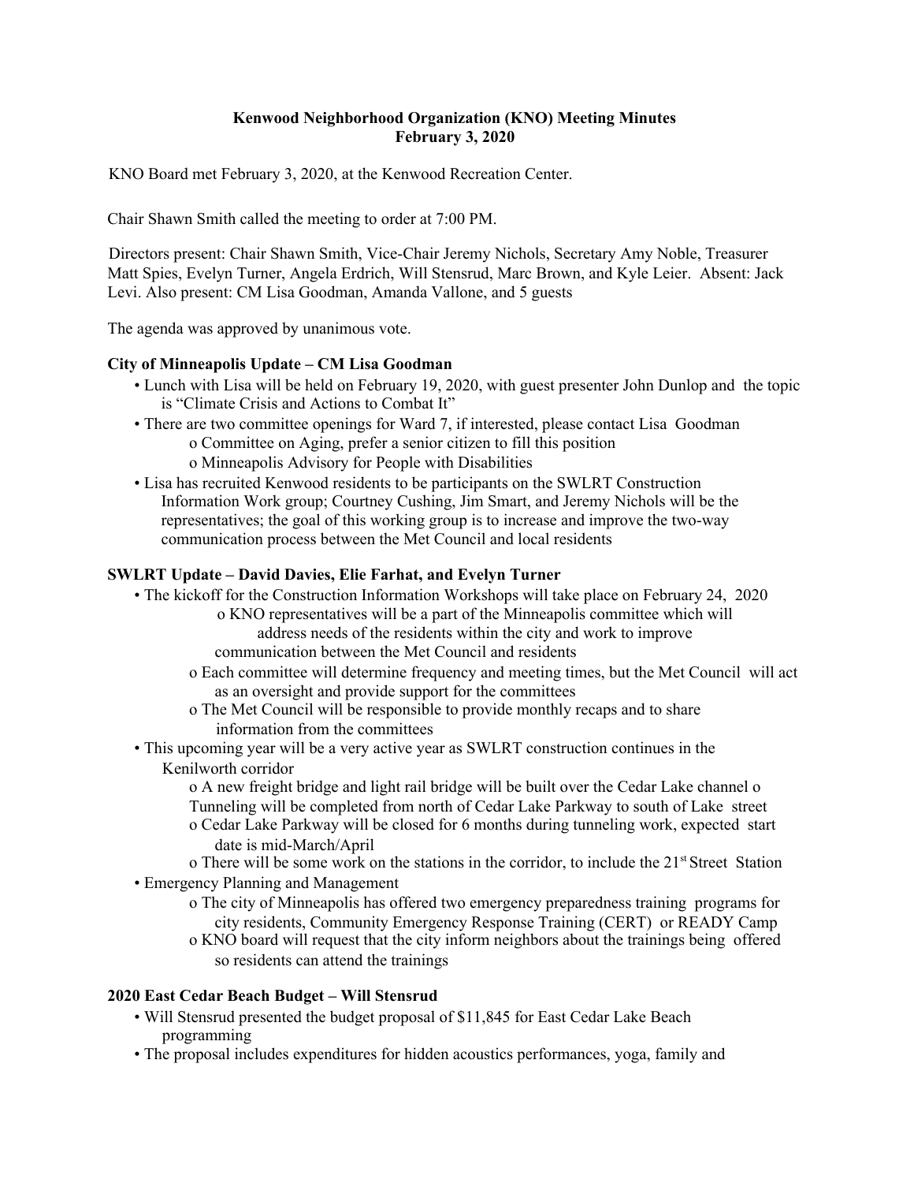**Kenwood Neighborhood Organization (KNO) Meeting Minutes**
**February 3, 2020**

KNO Board met February 3, 2020, at the Kenwood Recreation Center.

Chair Shawn Smith called the meeting to order at 7:00 PM.

Directors present: Chair Shawn Smith, Vice-Chair Jeremy Nichols, Secretary Amy Noble, Treasurer Matt Spies, Evelyn Turner, Angela Erdrich, Will Stensrud, Marc Brown, and Kyle Leier. Absent: Jack Levi. Also present: CM Lisa Goodman, Amanda Vallone, and 5 guests

The agenda was approved by unanimous vote.

**City of Minneapolis Update – CM Lisa Goodman**

- Lunch with Lisa will be held on February 19, 2020, with guest presenter John Dunlop and the topic is "Climate Crisis and Actions to Combat It"
- There are two committee openings for Ward 7, if interested, please contact Lisa Goodman
  - Committee on Aging, prefer a senior citizen to fill this position
  - Minneapolis Advisory for People with Disabilities
- Lisa has recruited Kenwood residents to be participants on the SWLRT Construction Information Work group; Courtney Cushing, Jim Smart, and Jeremy Nichols will be the representatives; the goal of this working group is to increase and improve the two-way communication process between the Met Council and local residents

**SWLRT Update – David Davies, Elie Farhat, and Evelyn Turner**

- The kickoff for the Construction Information Workshops will take place on February 24, 2020
  - KNO representatives will be a part of the Minneapolis committee which will address needs of the residents within the city and work to improve communication between the Met Council and residents
  - Each committee will determine frequency and meeting times, but the Met Council will act as an oversight and provide support for the committees
  - The Met Council will be responsible to provide monthly recaps and to share information from the committees
- This upcoming year will be a very active year as SWLRT construction continues in the Kenilworth corridor
  - A new freight bridge and light rail bridge will be built over the Cedar Lake channel
  - Tunneling will be completed from north of Cedar Lake Parkway to south of Lake street
  - Cedar Lake Parkway will be closed for 6 months during tunneling work, expected start date is mid-March/April
  - There will be some work on the stations in the corridor, to include the 21st Street Station
- Emergency Planning and Management
  - The city of Minneapolis has offered two emergency preparedness training programs for city residents, Community Emergency Response Training (CERT) or READY Camp
  - KNO board will request that the city inform neighbors about the trainings being offered so residents can attend the trainings

**2020 East Cedar Beach Budget – Will Stensrud**

- Will Stensrud presented the budget proposal of $11,845 for East Cedar Lake Beach programming
- The proposal includes expenditures for hidden acoustics performances, yoga, family and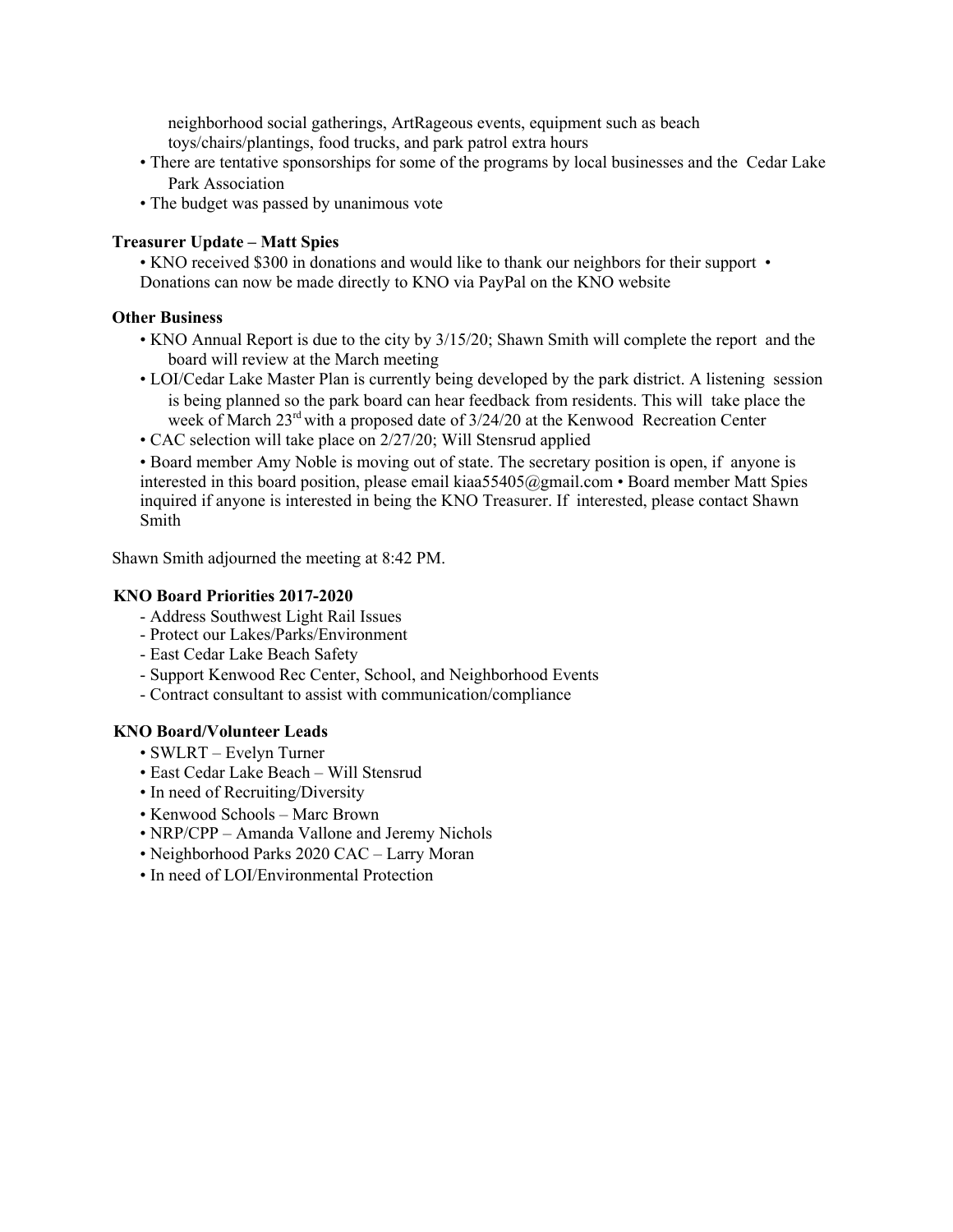neighborhood social gatherings, ArtRageous events, equipment such as beach toys/chairs/plantings, food trucks, and park patrol extra hours

- There are tentative sponsorships for some of the programs by local businesses and the Cedar Lake Park Association
- The budget was passed by unanimous vote

**Treasurer Update – Matt Spies**

- KNO received $300 in donations and would like to thank our neighbors for their support
- Donations can now be made directly to KNO via PayPal on the KNO website

**Other Business**

- KNO Annual Report is due to the city by 3/15/20; Shawn Smith will complete the report and the board will review at the March meeting
- LOI/Cedar Lake Master Plan is currently being developed by the park district. A listening session is being planned so the park board can hear feedback from residents. This will take place the week of March 23rd with a proposed date of 3/24/20 at the Kenwood Recreation Center
- CAC selection will take place on 2/27/20; Will Stensrud applied
- Board member Amy Noble is moving out of state. The secretary position is open, if anyone is interested in this board position, please email kiaa55405@gmail.com
- Board member Matt Spies inquired if anyone is interested in being the KNO Treasurer. If interested, please contact Shawn Smith

Shawn Smith adjourned the meeting at 8:42 PM.

**KNO Board Priorities 2017-2020**

- Address Southwest Light Rail Issues
- Protect our Lakes/Parks/Environment
- East Cedar Lake Beach Safety
- Support Kenwood Rec Center, School, and Neighborhood Events
- Contract consultant to assist with communication/compliance

**KNO Board/Volunteer Leads**

- SWLRT – Evelyn Turner
- East Cedar Lake Beach – Will Stensrud
- In need of Recruiting/Diversity
- Kenwood Schools – Marc Brown
- NRP/CPP – Amanda Vallone and Jeremy Nichols
- Neighborhood Parks 2020 CAC – Larry Moran
- In need of LOI/Environmental Protection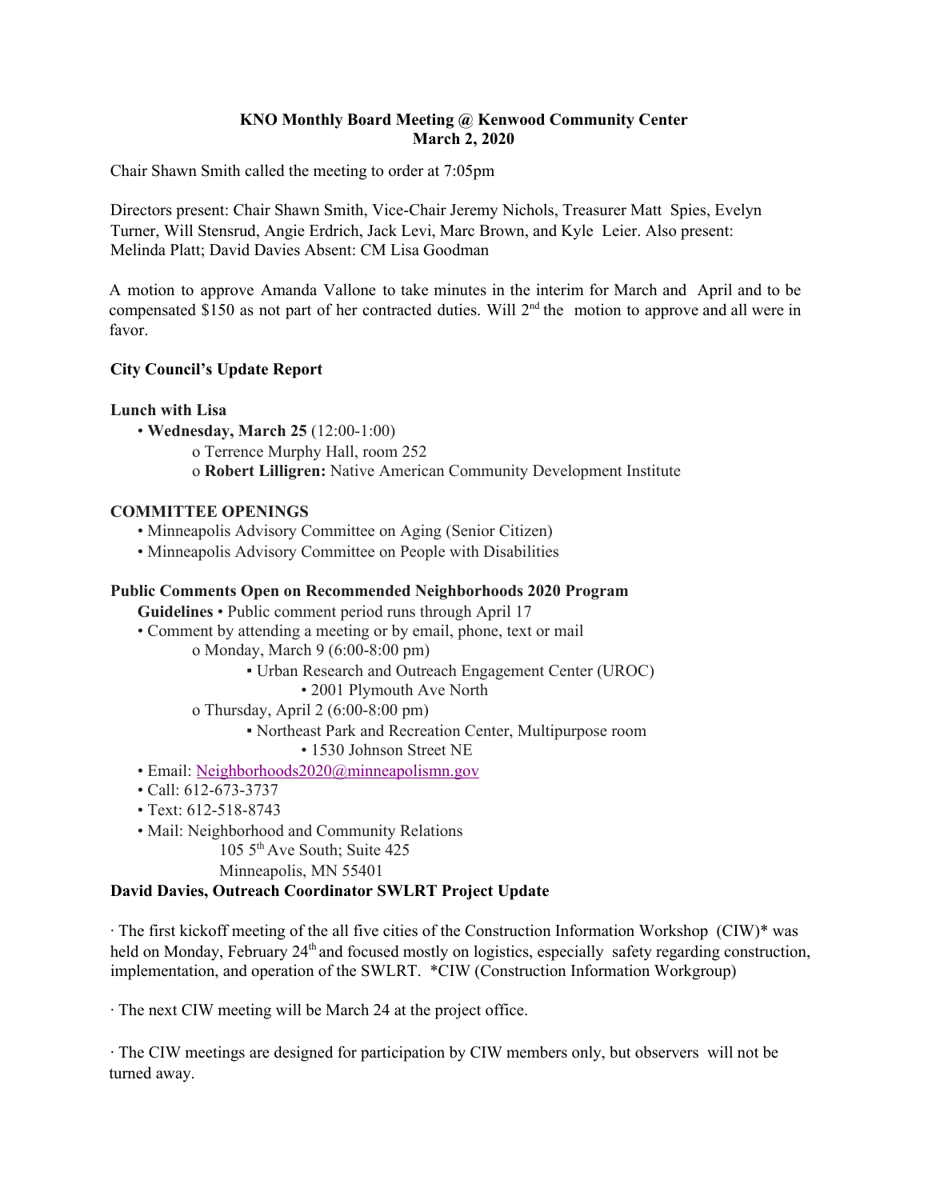**KNO Monthly Board Meeting @ Kenwood Community Center**
**March 2, 2020**

Chair Shawn Smith called the meeting to order at 7:05pm

Directors present: Chair Shawn Smith, Vice-Chair Jeremy Nichols, Treasurer Matt Spies, Evelyn Turner, Will Stensrud, Angie Erdrich, Jack Levi, Marc Brown, and Kyle Leier. Also present: Melinda Platt; David Davies Absent: CM Lisa Goodman

A motion to approve Amanda Vallone to take minutes in the interim for March and April and to be compensated $150 as not part of her contracted duties. Will 2nd the motion to approve and all were in favor.

**City Council's Update Report**

**Lunch with Lisa**

- **Wednesday, March 25** (12:00-1:00)
  - Terrence Murphy Hall, room 252
  - **Robert Lilligren:** Native American Community Development Institute

**COMMITTEE OPENINGS**

- Minneapolis Advisory Committee on Aging (Senior Citizen)
- Minneapolis Advisory Committee on People with Disabilities

**Public Comments Open on Recommended Neighborhoods 2020 Program Guidelines** • Public comment period runs through April 17

- Comment by attending a meeting or by email, phone, text or mail
  - Monday, March 9 (6:00-8:00 pm)
    - Urban Research and Outreach Engagement Center (UROC)
      - 2001 Plymouth Ave North
  - Thursday, April 2 (6:00-8:00 pm)
    - Northeast Park and Recreation Center, Multipurpose room
      - 1530 Johnson Street NE
- Email: Neighborhoods2020@minneapolismn.gov
- Call: 612-673-3737
- Text: 612-518-8743
- Mail: Neighborhood and Community Relations
  105 5th Ave South; Suite 425
  Minneapolis, MN 55401

**David Davies, Outreach Coordinator SWLRT Project Update**

· The first kickoff meeting of the all five cities of the Construction Information Workshop (CIW)* was held on Monday, February 24th and focused mostly on logistics, especially safety regarding construction, implementation, and operation of the SWLRT. *CIW (Construction Information Workgroup)

· The next CIW meeting will be March 24 at the project office.

· The CIW meetings are designed for participation by CIW members only, but observers will not be turned away.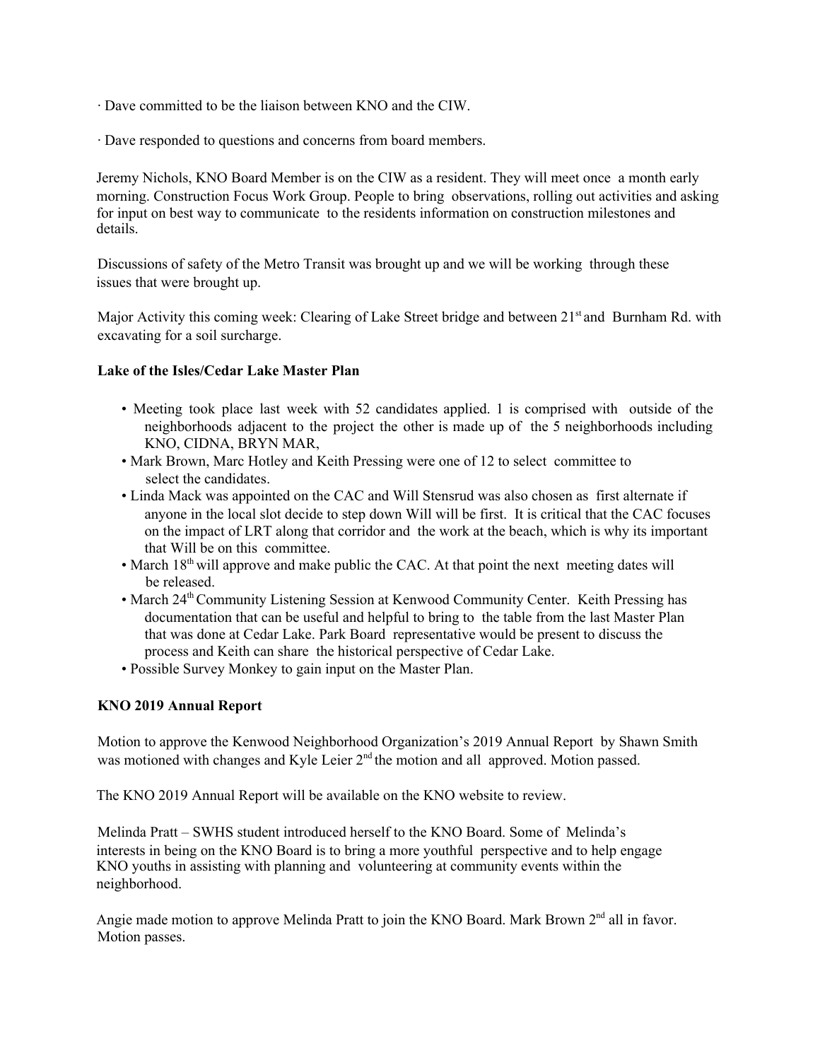· Dave committed to be the liaison between KNO and the CIW.

· Dave responded to questions and concerns from board members.

Jeremy Nichols, KNO Board Member is on the CIW as a resident. They will meet once a month early morning. Construction Focus Work Group. People to bring observations, rolling out activities and asking for input on best way to communicate to the residents information on construction milestones and details.

Discussions of safety of the Metro Transit was brought up and we will be working through these issues that were brought up.

Major Activity this coming week: Clearing of Lake Street bridge and between 21st and Burnham Rd. with excavating for a soil surcharge.

**Lake of the Isles/Cedar Lake Master Plan**

- Meeting took place last week with 52 candidates applied. 1 is comprised with outside of the neighborhoods adjacent to the project the other is made up of the 5 neighborhoods including KNO, CIDNA, BRYN MAR,
- Mark Brown, Marc Hotley and Keith Pressing were one of 12 to select committee to select the candidates.
- Linda Mack was appointed on the CAC and Will Stensrud was also chosen as first alternate if anyone in the local slot decide to step down Will will be first. It is critical that the CAC focuses on the impact of LRT along that corridor and the work at the beach, which is why its important that Will be on this committee.
- March 18th will approve and make public the CAC. At that point the next meeting dates will be released.
- March 24th Community Listening Session at Kenwood Community Center. Keith Pressing has documentation that can be useful and helpful to bring to the table from the last Master Plan that was done at Cedar Lake. Park Board representative would be present to discuss the process and Keith can share the historical perspective of Cedar Lake.
- Possible Survey Monkey to gain input on the Master Plan.

**KNO 2019 Annual Report**

Motion to approve the Kenwood Neighborhood Organization's 2019 Annual Report by Shawn Smith was motioned with changes and Kyle Leier 2nd the motion and all approved. Motion passed.

The KNO 2019 Annual Report will be available on the KNO website to review.

Melinda Pratt – SWHS student introduced herself to the KNO Board. Some of Melinda's interests in being on the KNO Board is to bring a more youthful perspective and to help engage KNO youths in assisting with planning and volunteering at community events within the neighborhood.

Angie made motion to approve Melinda Pratt to join the KNO Board. Mark Brown 2nd all in favor. Motion passes.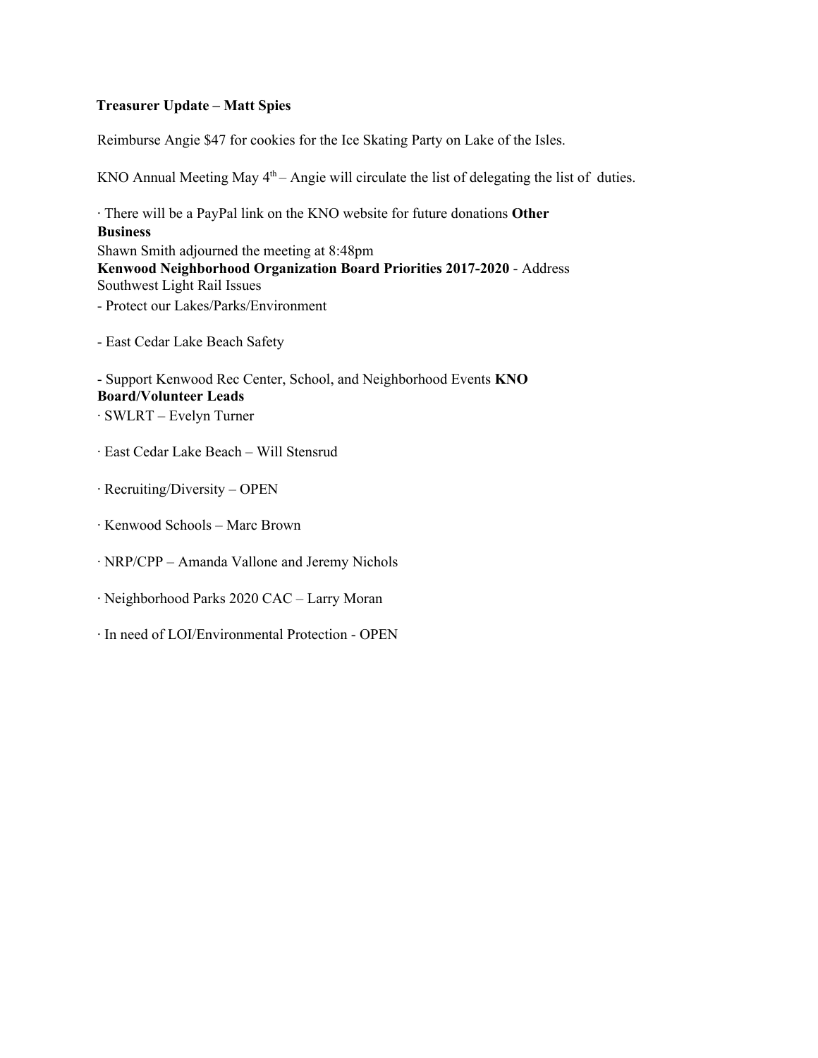**Treasurer Update – Matt Spies**

Reimburse Angie $47 for cookies for the Ice Skating Party on Lake of the Isles.

KNO Annual Meeting May 4th – Angie will circulate the list of delegating the list of duties.

· There will be a PayPal link on the KNO website for future donations

**Other Business**

Shawn Smith adjourned the meeting at 8:48pm

**Kenwood Neighborhood Organization Board Priorities 2017-2020** - Address Southwest Light Rail Issues

- Protect our Lakes/Parks/Environment
- East Cedar Lake Beach Safety
- Support Kenwood Rec Center, School, and Neighborhood Events

**KNO Board/Volunteer Leads**

· SWLRT – Evelyn Turner

· East Cedar Lake Beach – Will Stensrud

· Recruiting/Diversity – OPEN

· Kenwood Schools – Marc Brown

· NRP/CPP – Amanda Vallone and Jeremy Nichols

· Neighborhood Parks 2020 CAC – Larry Moran

· In need of LOI/Environmental Protection - OPEN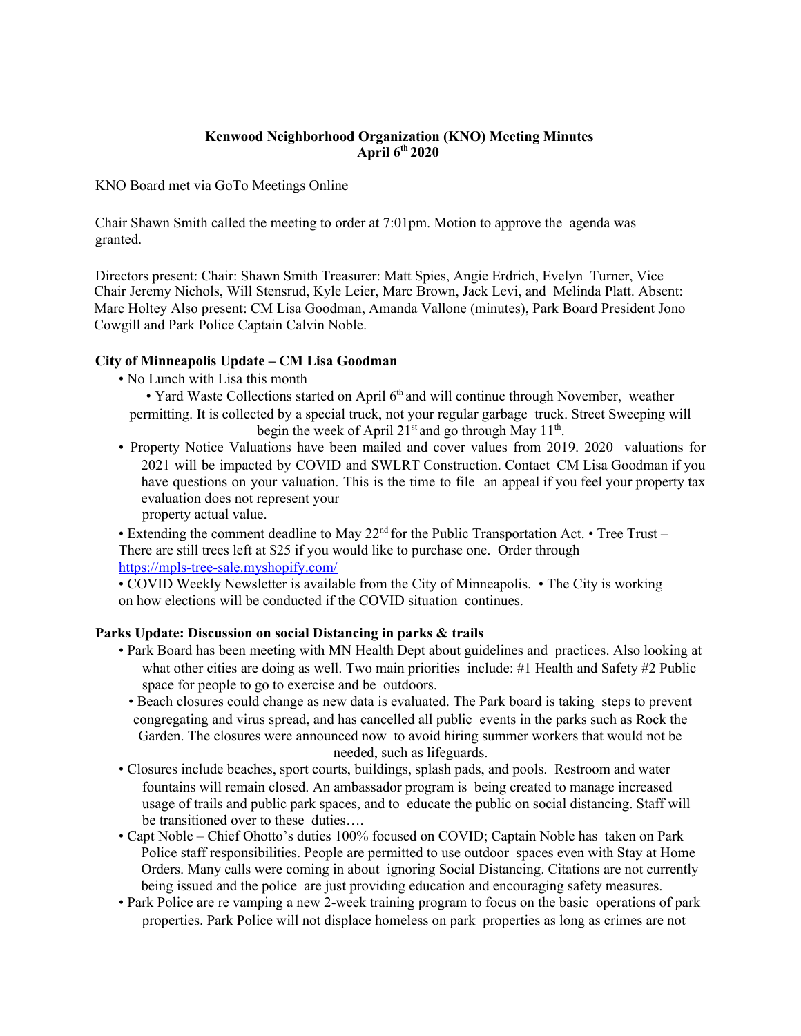**Kenwood Neighborhood Organization (KNO) Meeting Minutes**
**April 6th 2020**

KNO Board met via GoTo Meetings Online

Chair Shawn Smith called the meeting to order at 7:01pm. Motion to approve the agenda was granted.

Directors present: Chair: Shawn Smith Treasurer: Matt Spies, Angie Erdrich, Evelyn Turner, Vice Chair Jeremy Nichols, Will Stensrud, Kyle Leier, Marc Brown, Jack Levi, and Melinda Platt. Absent: Marc Holtey Also present: CM Lisa Goodman, Amanda Vallone (minutes), Park Board President Jono Cowgill and Park Police Captain Calvin Noble.

**City of Minneapolis Update – CM Lisa Goodman**

- No Lunch with Lisa this month
- Yard Waste Collections started on April 6th and will continue through November, weather permitting. It is collected by a special truck, not your regular garbage truck. Street Sweeping will begin the week of April 21st and go through May 11th.
- Property Notice Valuations have been mailed and cover values from 2019. 2020 valuations for 2021 will be impacted by COVID and SWLRT Construction. Contact CM Lisa Goodman if you have questions on your valuation. This is the time to file an appeal if you feel your property tax evaluation does not represent your property actual value.
- Extending the comment deadline to May 22nd for the Public Transportation Act. • Tree Trust – There are still trees left at $25 if you would like to purchase one. Order through https://mpls-tree-sale.myshopify.com/
- COVID Weekly Newsletter is available from the City of Minneapolis. • The City is working on how elections will be conducted if the COVID situation continues.

**Parks Update: Discussion on social Distancing in parks & trails**

- Park Board has been meeting with MN Health Dept about guidelines and practices. Also looking at what other cities are doing as well. Two main priorities include: #1 Health and Safety #2 Public space for people to go to exercise and be outdoors.
- Beach closures could change as new data is evaluated. The Park board is taking steps to prevent congregating and virus spread, and has cancelled all public events in the parks such as Rock the Garden. The closures were announced now to avoid hiring summer workers that would not be needed, such as lifeguards.
- Closures include beaches, sport courts, buildings, splash pads, and pools. Restroom and water fountains will remain closed. An ambassador program is being created to manage increased usage of trails and public park spaces, and to educate the public on social distancing. Staff will be transitioned over to these duties….
- Capt Noble – Chief Ohotto's duties 100% focused on COVID; Captain Noble has taken on Park Police staff responsibilities. People are permitted to use outdoor spaces even with Stay at Home Orders. Many calls were coming in about ignoring Social Distancing. Citations are not currently being issued and the police are just providing education and encouraging safety measures.
- Park Police are re vamping a new 2-week training program to focus on the basic operations of park properties. Park Police will not displace homeless on park properties as long as crimes are not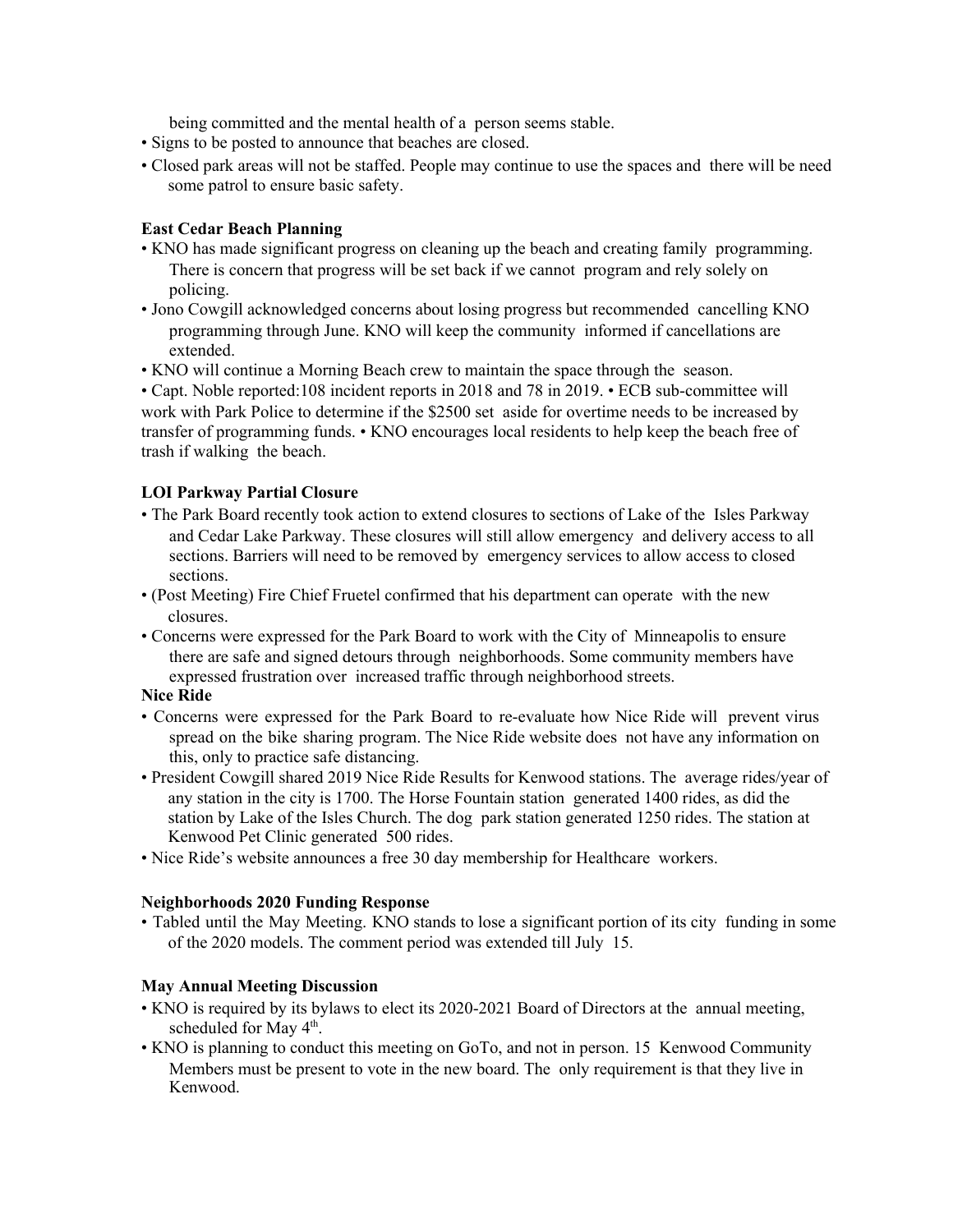being committed and the mental health of a person seems stable.

- Signs to be posted to announce that beaches are closed.
- Closed park areas will not be staffed. People may continue to use the spaces and there will be need some patrol to ensure basic safety.

**East Cedar Beach Planning**

- KNO has made significant progress on cleaning up the beach and creating family programming. There is concern that progress will be set back if we cannot program and rely solely on policing.
- Jono Cowgill acknowledged concerns about losing progress but recommended cancelling KNO programming through June. KNO will keep the community informed if cancellations are extended.
- KNO will continue a Morning Beach crew to maintain the space through the season.

• Capt. Noble reported:108 incident reports in 2018 and 78 in 2019. • ECB sub-committee will work with Park Police to determine if the $2500 set aside for overtime needs to be increased by transfer of programming funds. • KNO encourages local residents to help keep the beach free of trash if walking the beach.

**LOI Parkway Partial Closure**

- The Park Board recently took action to extend closures to sections of Lake of the Isles Parkway and Cedar Lake Parkway. These closures will still allow emergency and delivery access to all sections. Barriers will need to be removed by emergency services to allow access to closed sections.
- (Post Meeting) Fire Chief Fruetel confirmed that his department can operate with the new closures.
- Concerns were expressed for the Park Board to work with the City of Minneapolis to ensure there are safe and signed detours through neighborhoods. Some community members have expressed frustration over increased traffic through neighborhood streets.

**Nice Ride**

- Concerns were expressed for the Park Board to re-evaluate how Nice Ride will prevent virus spread on the bike sharing program. The Nice Ride website does not have any information on this, only to practice safe distancing.
- President Cowgill shared 2019 Nice Ride Results for Kenwood stations. The average rides/year of any station in the city is 1700. The Horse Fountain station generated 1400 rides, as did the station by Lake of the Isles Church. The dog park station generated 1250 rides. The station at Kenwood Pet Clinic generated 500 rides.
- Nice Ride's website announces a free 30 day membership for Healthcare workers.

**Neighborhoods 2020 Funding Response**

- Tabled until the May Meeting. KNO stands to lose a significant portion of its city funding in some of the 2020 models. The comment period was extended till July 15.

**May Annual Meeting Discussion**

- KNO is required by its bylaws to elect its 2020-2021 Board of Directors at the annual meeting, scheduled for May 4th.
- KNO is planning to conduct this meeting on GoTo, and not in person. 15 Kenwood Community Members must be present to vote in the new board. The only requirement is that they live in Kenwood.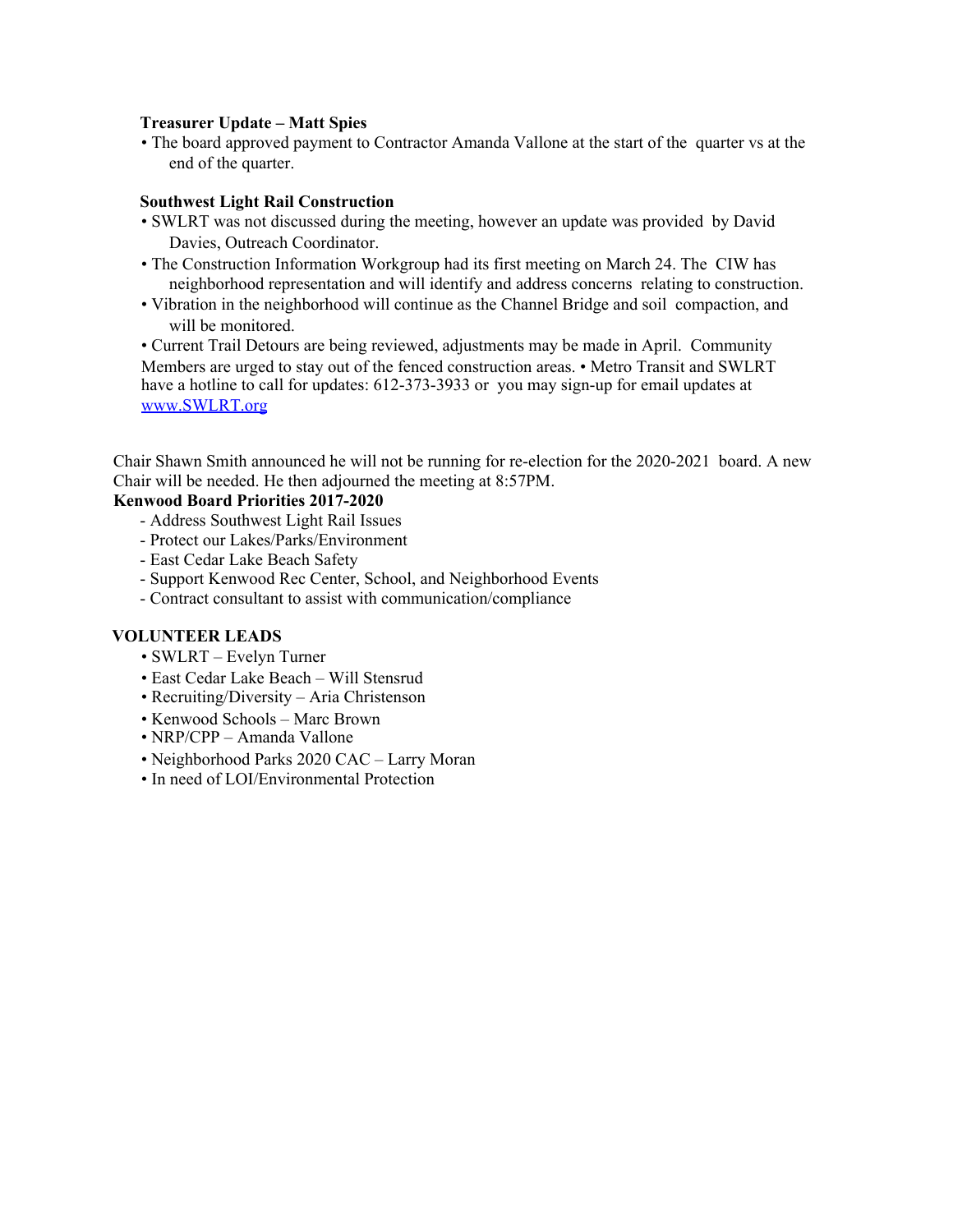**Treasurer Update – Matt Spies**

- The board approved payment to Contractor Amanda Vallone at the start of the quarter vs at the end of the quarter.

**Southwest Light Rail Construction**

- SWLRT was not discussed during the meeting, however an update was provided by David Davies, Outreach Coordinator.
- The Construction Information Workgroup had its first meeting on March 24. The CIW has neighborhood representation and will identify and address concerns relating to construction.
- Vibration in the neighborhood will continue as the Channel Bridge and soil compaction, and will be monitored.
- Current Trail Detours are being reviewed, adjustments may be made in April. Community Members are urged to stay out of the fenced construction areas. • Metro Transit and SWLRT have a hotline to call for updates: 612-373-3933 or you may sign-up for email updates at [www.SWLRT.org](www.SWLRT.org)

Chair Shawn Smith announced he will not be running for re-election for the 2020-2021 board. A new Chair will be needed. He then adjourned the meeting at 8:57PM.

**Kenwood Board Priorities 2017-2020**

- Address Southwest Light Rail Issues
- Protect our Lakes/Parks/Environment
- East Cedar Lake Beach Safety
- Support Kenwood Rec Center, School, and Neighborhood Events
- Contract consultant to assist with communication/compliance

**VOLUNTEER LEADS**

- SWLRT – Evelyn Turner
- East Cedar Lake Beach – Will Stensrud
- Recruiting/Diversity – Aria Christenson
- Kenwood Schools – Marc Brown
- NRP/CPP – Amanda Vallone
- Neighborhood Parks 2020 CAC – Larry Moran
- In need of LOI/Environmental Protection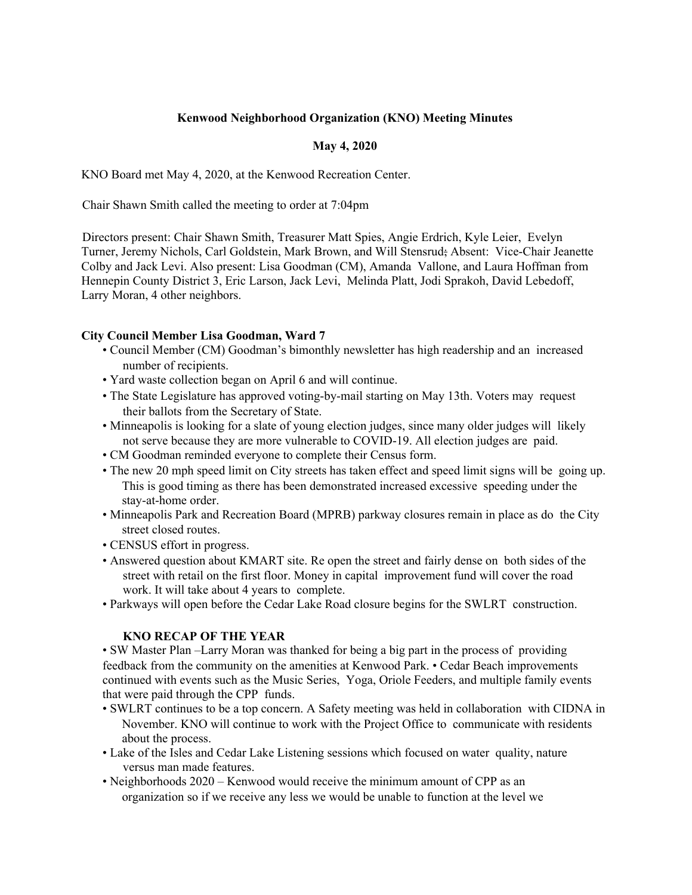**Kenwood Neighborhood Organization (KNO) Meeting Minutes**

**May 4, 2020**

KNO Board met May 4, 2020, at the Kenwood Recreation Center.

Chair Shawn Smith called the meeting to order at 7:04pm

Directors present: Chair Shawn Smith, Treasurer Matt Spies, Angie Erdrich, Kyle Leier, Evelyn Turner, Jeremy Nichols, Carl Goldstein, Mark Brown, and Will Stensrud; Absent: Vice-Chair Jeanette Colby and Jack Levi. Also present: Lisa Goodman (CM), Amanda Vallone, and Laura Hoffman from Hennepin County District 3, Eric Larson, Jack Levi, Melinda Platt, Jodi Sprakoh, David Lebedoff, Larry Moran, 4 other neighbors.

**City Council Member Lisa Goodman, Ward 7**

- Council Member (CM) Goodman's bimonthly newsletter has high readership and an increased number of recipients.
- Yard waste collection began on April 6 and will continue.
- The State Legislature has approved voting-by-mail starting on May 13th. Voters may request their ballots from the Secretary of State.
- Minneapolis is looking for a slate of young election judges, since many older judges will likely not serve because they are more vulnerable to COVID-19. All election judges are paid.
- CM Goodman reminded everyone to complete their Census form.
- The new 20 mph speed limit on City streets has taken effect and speed limit signs will be going up. This is good timing as there has been demonstrated increased excessive speeding under the stay-at-home order.
- Minneapolis Park and Recreation Board (MPRB) parkway closures remain in place as do the City street closed routes.
- CENSUS effort in progress.
- Answered question about KMART site. Re open the street and fairly dense on both sides of the street with retail on the first floor. Money in capital improvement fund will cover the road work. It will take about 4 years to complete.
- Parkways will open before the Cedar Lake Road closure begins for the SWLRT construction.

**KNO RECAP OF THE YEAR**

- SW Master Plan –Larry Moran was thanked for being a big part in the process of providing feedback from the community on the amenities at Kenwood Park.
- Cedar Beach improvements continued with events such as the Music Series, Yoga, Oriole Feeders, and multiple family events that were paid through the CPP funds.
- SWLRT continues to be a top concern. A Safety meeting was held in collaboration with CIDNA in November. KNO will continue to work with the Project Office to communicate with residents about the process.
- Lake of the Isles and Cedar Lake Listening sessions which focused on water quality, nature versus man made features.
- Neighborhoods 2020 – Kenwood would receive the minimum amount of CPP as an organization so if we receive any less we would be unable to function at the level we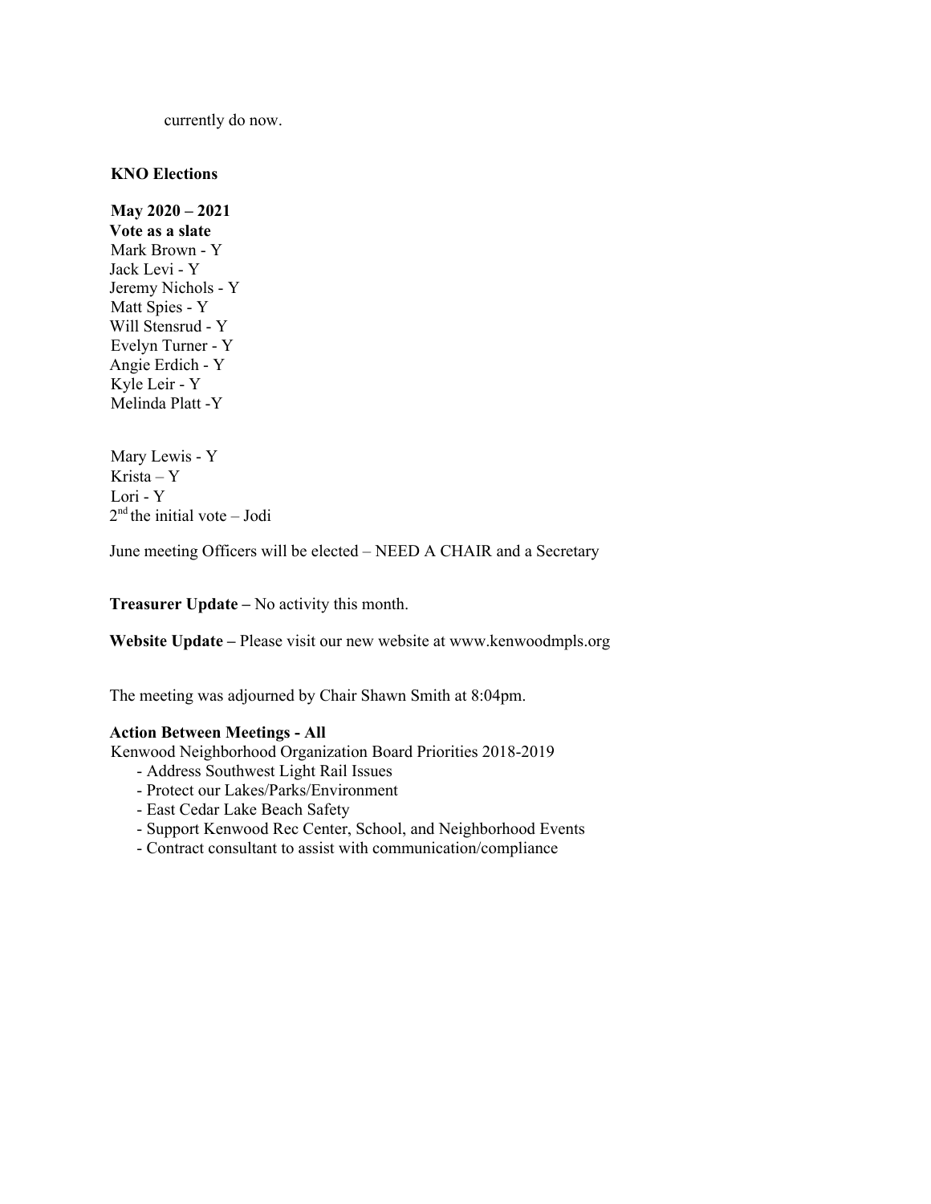currently do now.

**KNO Elections**

**May 2020 – 2021**
**Vote as a slate**
Mark Brown - Y
Jack Levi - Y
Jeremy Nichols - Y
Matt Spies - Y
Will Stensrud - Y
Evelyn Turner - Y
Angie Erdich - Y
Kyle Leir - Y
Melinda Platt -Y

Mary Lewis - Y
Krista – Y
Lori - Y
2nd the initial vote – Jodi

June meeting Officers will be elected – NEED A CHAIR and a Secretary

**Treasurer Update –** No activity this month.

**Website Update –** Please visit our new website at www.kenwoodmpls.org

The meeting was adjourned by Chair Shawn Smith at 8:04pm.

**Action Between Meetings - All**
Kenwood Neighborhood Organization Board Priorities 2018-2019

- Address Southwest Light Rail Issues
- Protect our Lakes/Parks/Environment
- East Cedar Lake Beach Safety
- Support Kenwood Rec Center, School, and Neighborhood Events
- Contract consultant to assist with communication/compliance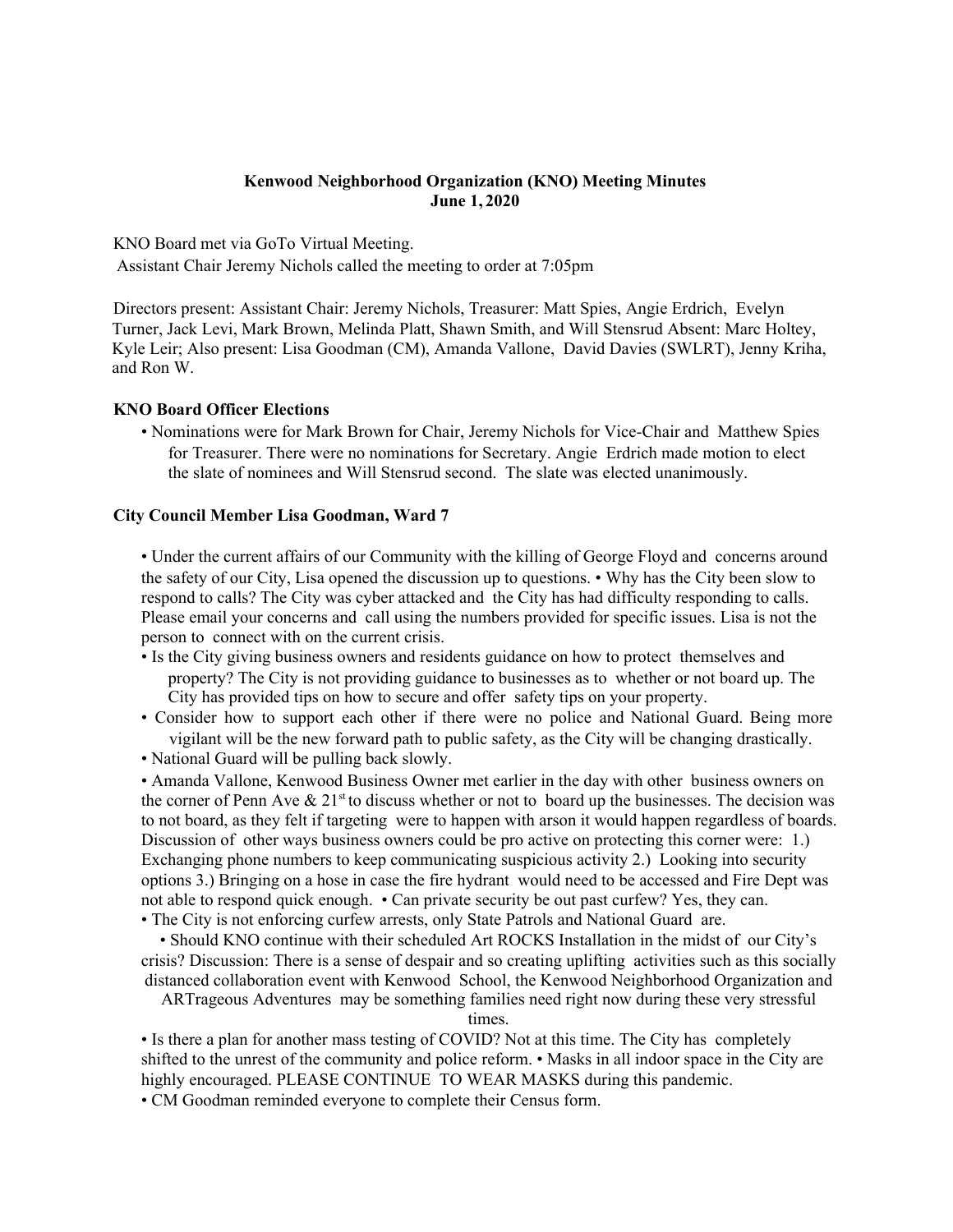**Kenwood Neighborhood Organization (KNO) Meeting Minutes**
**June 1, 2020**

KNO Board met via GoTo Virtual Meeting.
Assistant Chair Jeremy Nichols called the meeting to order at 7:05pm

Directors present: Assistant Chair: Jeremy Nichols, Treasurer: Matt Spies, Angie Erdrich, Evelyn Turner, Jack Levi, Mark Brown, Melinda Platt, Shawn Smith, and Will Stensrud Absent: Marc Holtey, Kyle Leir; Also present: Lisa Goodman (CM), Amanda Vallone, David Davies (SWLRT), Jenny Kriha, and Ron W.

**KNO Board Officer Elections**

- Nominations were for Mark Brown for Chair, Jeremy Nichols for Vice-Chair and Matthew Spies for Treasurer. There were no nominations for Secretary. Angie Erdrich made motion to elect the slate of nominees and Will Stensrud second. The slate was elected unanimously.

**City Council Member Lisa Goodman, Ward 7**

- Under the current affairs of our Community with the killing of George Floyd and concerns around the safety of our City, Lisa opened the discussion up to questions. • Why has the City been slow to respond to calls? The City was cyber attacked and the City has had difficulty responding to calls. Please email your concerns and call using the numbers provided for specific issues. Lisa is not the person to connect with on the current crisis.
- Is the City giving business owners and residents guidance on how to protect themselves and property? The City is not providing guidance to businesses as to whether or not board up. The City has provided tips on how to secure and offer safety tips on your property.
- Consider how to support each other if there were no police and National Guard. Being more vigilant will be the new forward path to public safety, as the City will be changing drastically.
- National Guard will be pulling back slowly.
- Amanda Vallone, Kenwood Business Owner met earlier in the day with other business owners on the corner of Penn Ave & 21st to discuss whether or not to board up the businesses. The decision was to not board, as they felt if targeting were to happen with arson it would happen regardless of boards. Discussion of other ways business owners could be pro active on protecting this corner were: 1.) Exchanging phone numbers to keep communicating suspicious activity 2.) Looking into security options 3.) Bringing on a hose in case the fire hydrant would need to be accessed and Fire Dept was not able to respond quick enough. • Can private security be out past curfew? Yes, they can.
- The City is not enforcing curfew arrests, only State Patrols and National Guard are.
- Should KNO continue with their scheduled Art ROCKS Installation in the midst of our City's crisis? Discussion: There is a sense of despair and so creating uplifting activities such as this socially distanced collaboration event with Kenwood School, the Kenwood Neighborhood Organization and ARTrageous Adventures may be something families need right now during these very stressful times.
- Is there a plan for another mass testing of COVID? Not at this time. The City has completely shifted to the unrest of the community and police reform. • Masks in all indoor space in the City are highly encouraged. PLEASE CONTINUE TO WEAR MASKS during this pandemic.
- CM Goodman reminded everyone to complete their Census form.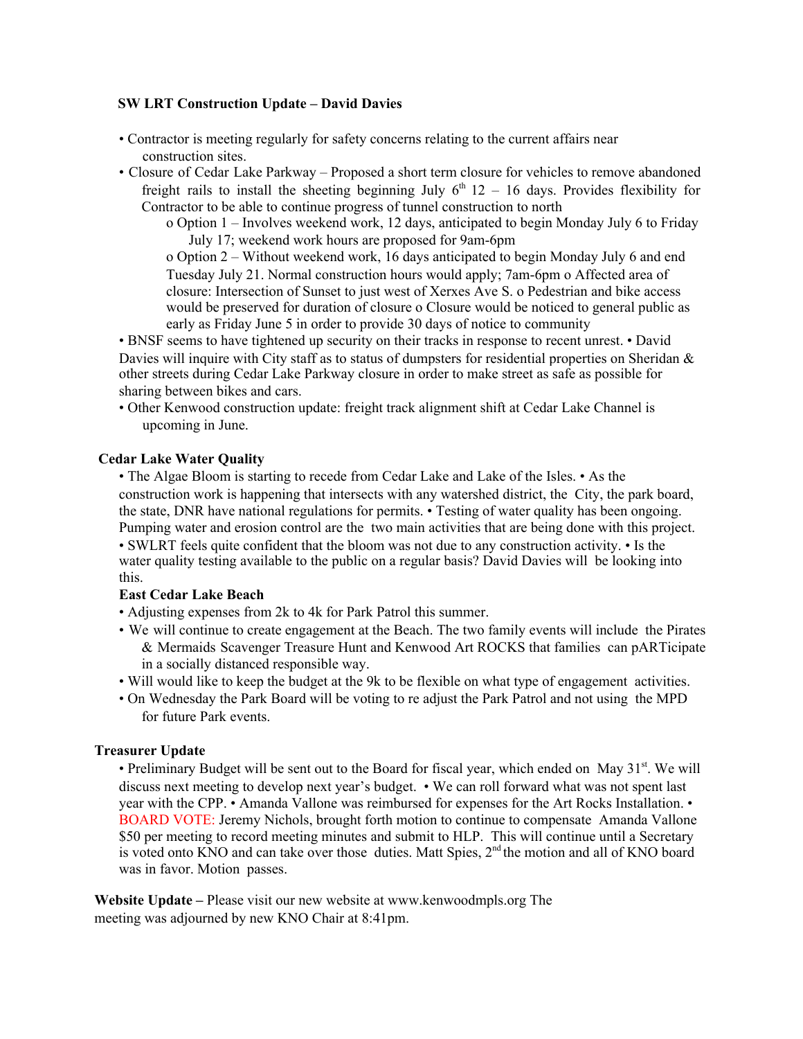**SW LRT Construction Update – David Davies**

- Contractor is meeting regularly for safety concerns relating to the current affairs near construction sites.
- Closure of Cedar Lake Parkway – Proposed a short term closure for vehicles to remove abandoned freight rails to install the sheeting beginning July 6th 12 – 16 days. Provides flexibility for Contractor to be able to continue progress of tunnel construction to north
  - o Option 1 – Involves weekend work, 12 days, anticipated to begin Monday July 6 to Friday July 17; weekend work hours are proposed for 9am-6pm
  - o Option 2 – Without weekend work, 16 days anticipated to begin Monday July 6 and end Tuesday July 21. Normal construction hours would apply; 7am-6pm o Affected area of closure: Intersection of Sunset to just west of Xerxes Ave S. o Pedestrian and bike access would be preserved for duration of closure o Closure would be noticed to general public as early as Friday June 5 in order to provide 30 days of notice to community
- BNSF seems to have tightened up security on their tracks in response to recent unrest. • David Davies will inquire with City staff as to status of dumpsters for residential properties on Sheridan & other streets during Cedar Lake Parkway closure in order to make street as safe as possible for sharing between bikes and cars.
- Other Kenwood construction update: freight track alignment shift at Cedar Lake Channel is upcoming in June.

**Cedar Lake Water Quality**

• The Algae Bloom is starting to recede from Cedar Lake and Lake of the Isles. • As the construction work is happening that intersects with any watershed district, the City, the park board, the state, DNR have national regulations for permits. • Testing of water quality has been ongoing. Pumping water and erosion control are the two main activities that are being done with this project. • SWLRT feels quite confident that the bloom was not due to any construction activity. • Is the water quality testing available to the public on a regular basis? David Davies will be looking into this.

**East Cedar Lake Beach**

- Adjusting expenses from 2k to 4k for Park Patrol this summer.
- We will continue to create engagement at the Beach. The two family events will include the Pirates & Mermaids Scavenger Treasure Hunt and Kenwood Art ROCKS that families can pARTicipate in a socially distanced responsible way.
- Will would like to keep the budget at the 9k to be flexible on what type of engagement activities.
- On Wednesday the Park Board will be voting to re adjust the Park Patrol and not using the MPD for future Park events.

**Treasurer Update**

• Preliminary Budget will be sent out to the Board for fiscal year, which ended on May 31st. We will discuss next meeting to develop next year's budget. • We can roll forward what was not spent last year with the CPP. • Amanda Vallone was reimbursed for expenses for the Art Rocks Installation. • BOARD VOTE: Jeremy Nichols, brought forth motion to continue to compensate Amanda Vallone $50 per meeting to record meeting minutes and submit to HLP. This will continue until a Secretary is voted onto KNO and can take over those duties. Matt Spies, 2nd the motion and all of KNO board was in favor. Motion passes.

**Website Update –** Please visit our new website at www.kenwoodmpls.org The meeting was adjourned by new KNO Chair at 8:41pm.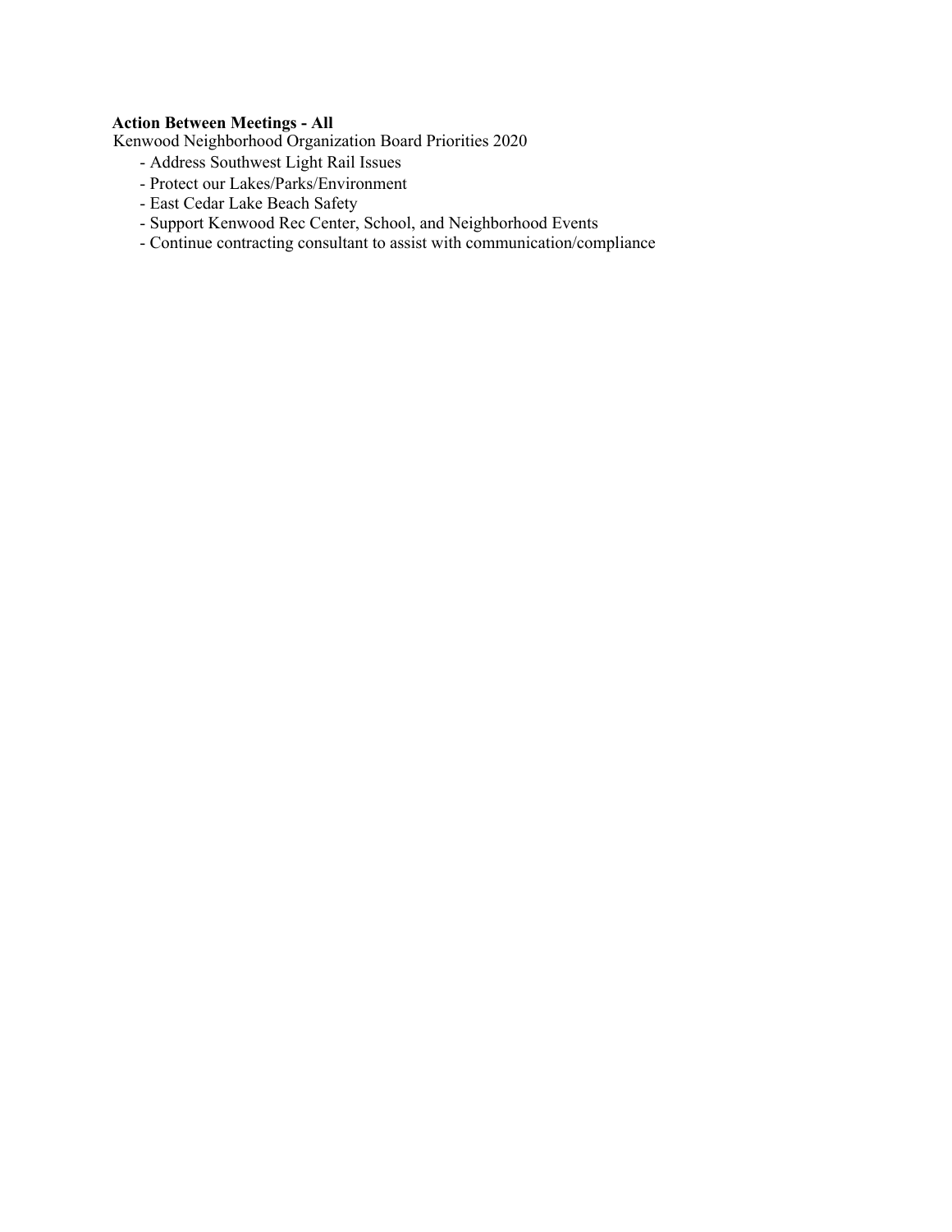**Action Between Meetings - All**

Kenwood Neighborhood Organization Board Priorities 2020

- Address Southwest Light Rail Issues
- Protect our Lakes/Parks/Environment
- East Cedar Lake Beach Safety
- Support Kenwood Rec Center, School, and Neighborhood Events
- Continue contracting consultant to assist with communication/compliance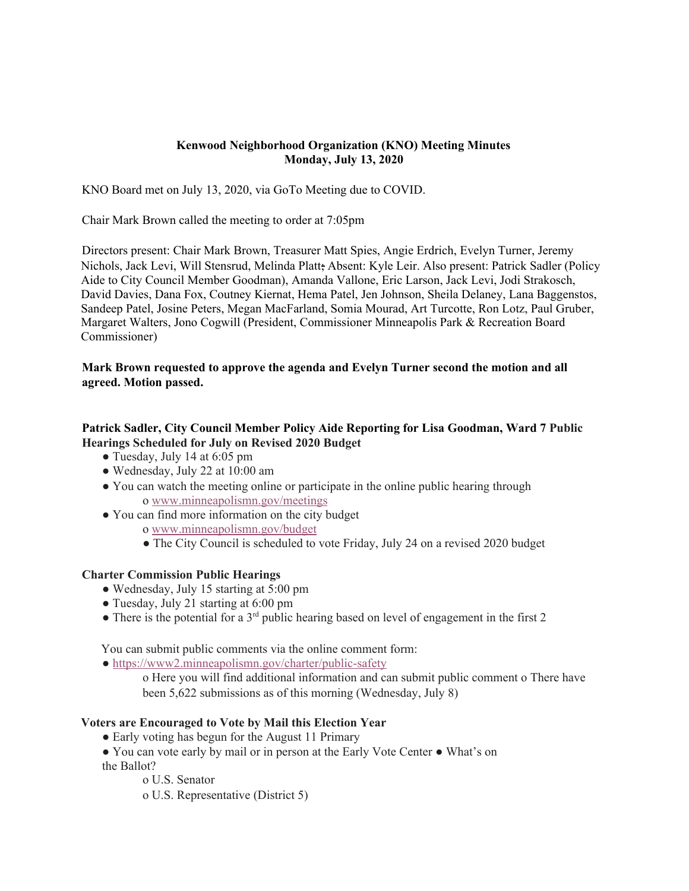**Kenwood Neighborhood Organization (KNO) Meeting Minutes**
**Monday, July 13, 2020**

KNO Board met on July 13, 2020, via GoTo Meeting due to COVID.

Chair Mark Brown called the meeting to order at 7:05pm

Directors present: Chair Mark Brown, Treasurer Matt Spies, Angie Erdrich, Evelyn Turner, Jeremy Nichols, Jack Levi, Will Stensrud, Melinda Platt; Absent: Kyle Leir. Also present: Patrick Sadler (Policy Aide to City Council Member Goodman), Amanda Vallone, Eric Larson, Jack Levi, Jodi Strakosch, David Davies, Dana Fox, Coutney Kiernat, Hema Patel, Jen Johnson, Sheila Delaney, Lana Baggenstos, Sandeep Patel, Josine Peters, Megan MacFarland, Somia Mourad, Art Turcotte, Ron Lotz, Paul Gruber, Margaret Walters, Jono Cogwill (President, Commissioner Minneapolis Park & Recreation Board Commissioner)

**Mark Brown requested to approve the agenda and Evelyn Turner second the motion and all agreed. Motion passed.**

**Patrick Sadler, City Council Member Policy Aide Reporting for Lisa Goodman, Ward 7 Public Hearings Scheduled for July on Revised 2020 Budget**

- Tuesday, July 14 at 6:05 pm
- Wednesday, July 22 at 10:00 am
- You can watch the meeting online or participate in the online public hearing through
  - www.minneapolismn.gov/meetings
- You can find more information on the city budget
  - www.minneapolismn.gov/budget
    - The City Council is scheduled to vote Friday, July 24 on a revised 2020 budget

**Charter Commission Public Hearings**

- Wednesday, July 15 starting at 5:00 pm
- Tuesday, July 21 starting at 6:00 pm
- There is the potential for a 3rd public hearing based on level of engagement in the first 2

You can submit public comments via the online comment form:

- https://www2.minneapolismn.gov/charter/public-safety
  - Here you will find additional information and can submit public comment
  - There have been 5,622 submissions as of this morning (Wednesday, July 8)

**Voters are Encouraged to Vote by Mail this Election Year**

- Early voting has begun for the August 11 Primary
- You can vote early by mail or in person at the Early Vote Center
- What's on the Ballot?
  - U.S. Senator
  - U.S. Representative (District 5)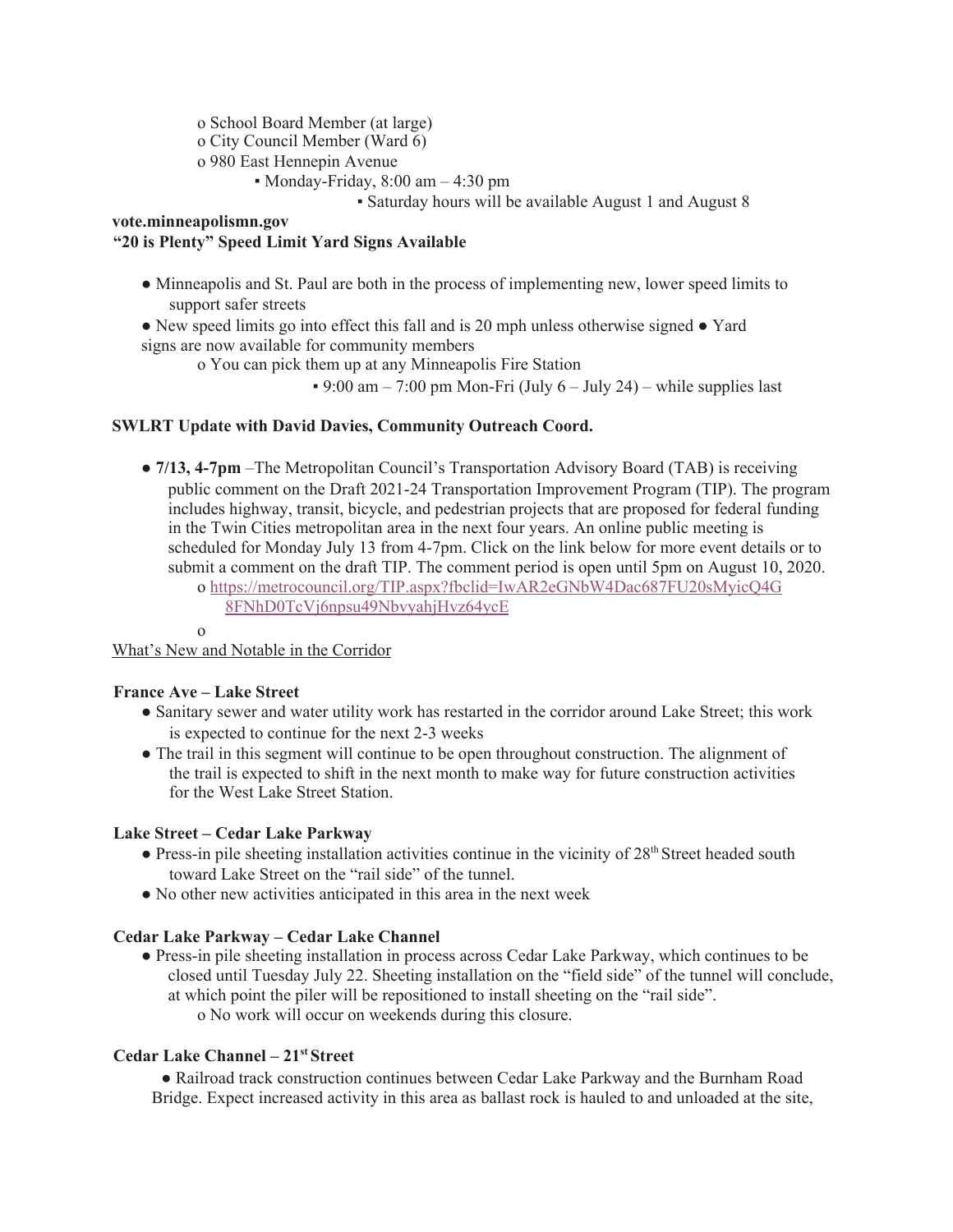- School Board Member (at large)
- City Council Member (Ward 6)
- 980 East Hennepin Avenue
  - Monday-Friday, 8:00 am – 4:30 pm
    - Saturday hours will be available August 1 and August 8

**vote.minneapolismn.gov**

**"20 is Plenty" Speed Limit Yard Signs Available**

- Minneapolis and St. Paul are both in the process of implementing new, lower speed limits to support safer streets
- New speed limits go into effect this fall and is 20 mph unless otherwise signed ● Yard signs are now available for community members
  - You can pick them up at any Minneapolis Fire Station
    - 9:00 am – 7:00 pm Mon-Fri (July 6 – July 24) – while supplies last

**SWLRT Update with David Davies, Community Outreach Coord.**

- **7/13, 4-7pm** –The Metropolitan Council's Transportation Advisory Board (TAB) is receiving public comment on the Draft 2021-24 Transportation Improvement Program (TIP). The program includes highway, transit, bicycle, and pedestrian projects that are proposed for federal funding in the Twin Cities metropolitan area in the next four years. An online public meeting is scheduled for Monday July 13 from 4-7pm. Click on the link below for more event details or to submit a comment on the draft TIP. The comment period is open until 5pm on August 10, 2020.
  - https://metrocouncil.org/TIP.aspx?fbclid=IwAR2eGNbW4Dac687FU20sMyicQ4G8FNhD0TcVj6npsu49NbvyahjHvz64ycE
  - 

What's New and Notable in the Corridor

**France Ave – Lake Street**

- Sanitary sewer and water utility work has restarted in the corridor around Lake Street; this work is expected to continue for the next 2-3 weeks
- The trail in this segment will continue to be open throughout construction. The alignment of the trail is expected to shift in the next month to make way for future construction activities for the West Lake Street Station.

**Lake Street – Cedar Lake Parkway**

- Press-in pile sheeting installation activities continue in the vicinity of 28th Street headed south toward Lake Street on the "rail side" of the tunnel.
- No other new activities anticipated in this area in the next week

**Cedar Lake Parkway – Cedar Lake Channel**

- Press-in pile sheeting installation in process across Cedar Lake Parkway, which continues to be closed until Tuesday July 22. Sheeting installation on the "field side" of the tunnel will conclude, at which point the piler will be repositioned to install sheeting on the "rail side".
  - No work will occur on weekends during this closure.

**Cedar Lake Channel – 21st Street**

- Railroad track construction continues between Cedar Lake Parkway and the Burnham Road Bridge. Expect increased activity in this area as ballast rock is hauled to and unloaded at the site,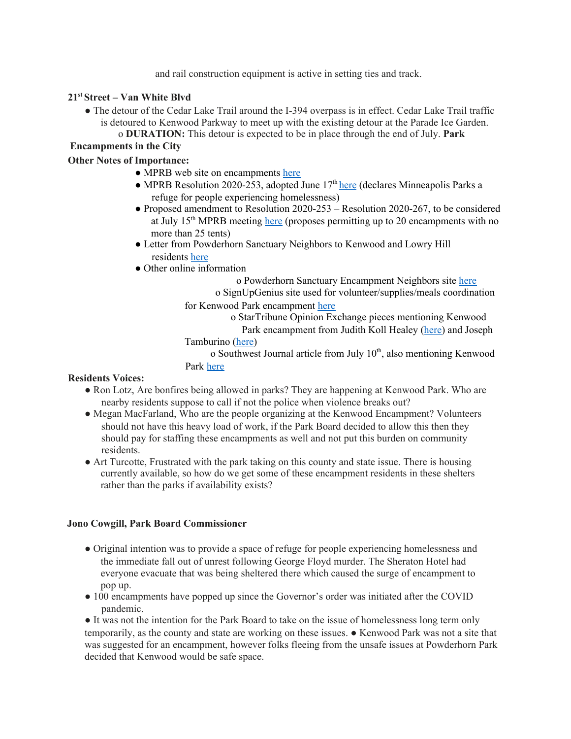and rail construction equipment is active in setting ties and track.

**21st Street – Van White Blvd**

- The detour of the Cedar Lake Trail around the I-394 overpass is in effect. Cedar Lake Trail traffic is detoured to Kenwood Parkway to meet up with the existing detour at the Parade Ice Garden.
  - **DURATION:** This detour is expected to be in place through the end of July.

**Park Encampments in the City**

**Other Notes of Importance:**

- MPRB web site on encampments here
- MPRB Resolution 2020-253, adopted June 17th here (declares Minneapolis Parks a refuge for people experiencing homelessness)
- Proposed amendment to Resolution 2020-253 – Resolution 2020-267, to be considered at July 15th MPRB meeting here (proposes permitting up to 20 encampments with no more than 25 tents)
- Letter from Powderhorn Sanctuary Neighbors to Kenwood and Lowry Hill residents here
- Other online information
  - Powderhorn Sanctuary Encampment Neighbors site here
  - SignUpGenius site used for volunteer/supplies/meals coordination for Kenwood Park encampment here
  - StarTribune Opinion Exchange pieces mentioning Kenwood Park encampment from Judith Koll Healey (here) and Joseph Tamburino (here)
  - Southwest Journal article from July 10th, also mentioning Kenwood Park here

**Residents Voices:**

- Ron Lotz, Are bonfires being allowed in parks? They are happening at Kenwood Park. Who are nearby residents suppose to call if not the police when violence breaks out?
- Megan MacFarland, Who are the people organizing at the Kenwood Encampment? Volunteers should not have this heavy load of work, if the Park Board decided to allow this then they should pay for staffing these encampments as well and not put this burden on community residents.
- Art Turcotte, Frustrated with the park taking on this county and state issue. There is housing currently available, so how do we get some of these encampment residents in these shelters rather than the parks if availability exists?

**Jono Cowgill, Park Board Commissioner**

- Original intention was to provide a space of refuge for people experiencing homelessness and the immediate fall out of unrest following George Floyd murder. The Sheraton Hotel had everyone evacuate that was being sheltered there which caused the surge of encampment to pop up.
- 100 encampments have popped up since the Governor's order was initiated after the COVID pandemic.
- It was not the intention for the Park Board to take on the issue of homelessness long term only temporarily, as the county and state are working on these issues.
- Kenwood Park was not a site that was suggested for an encampment, however folks fleeing from the unsafe issues at Powderhorn Park decided that Kenwood would be safe space.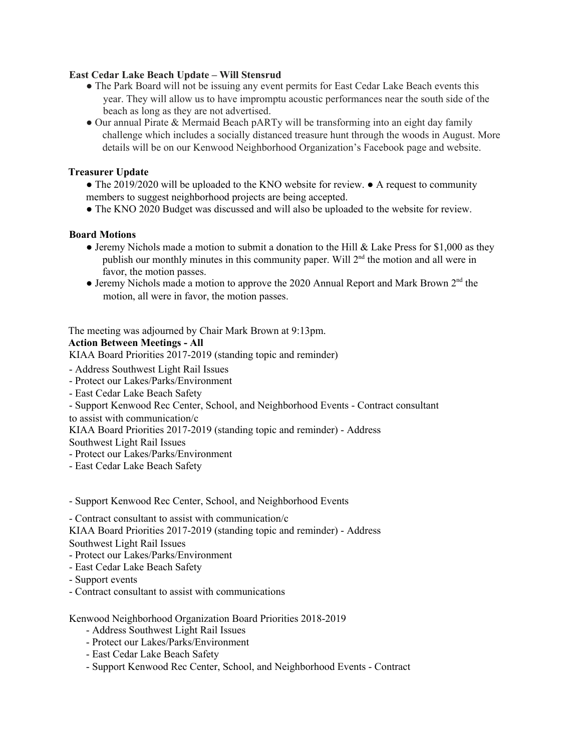**East Cedar Lake Beach Update – Will Stensrud**

- The Park Board will not be issuing any event permits for East Cedar Lake Beach events this year. They will allow us to have impromptu acoustic performances near the south side of the beach as long as they are not advertised.
- Our annual Pirate & Mermaid Beach pARTy will be transforming into an eight day family challenge which includes a socially distanced treasure hunt through the woods in August. More details will be on our Kenwood Neighborhood Organization's Facebook page and website.

**Treasurer Update**

- The 2019/2020 will be uploaded to the KNO website for review. ● A request to community members to suggest neighborhood projects are being accepted.
- The KNO 2020 Budget was discussed and will also be uploaded to the website for review.

**Board Motions**

- Jeremy Nichols made a motion to submit a donation to the Hill & Lake Press for $1,000 as they publish our monthly minutes in this community paper. Will 2nd the motion and all were in favor, the motion passes.
- Jeremy Nichols made a motion to approve the 2020 Annual Report and Mark Brown 2nd the motion, all were in favor, the motion passes.

The meeting was adjourned by Chair Mark Brown at 9:13pm.

**Action Between Meetings - All**

KIAA Board Priorities 2017-2019 (standing topic and reminder)

- Address Southwest Light Rail Issues
- Protect our Lakes/Parks/Environment
- East Cedar Lake Beach Safety
- Support Kenwood Rec Center, School, and Neighborhood Events - Contract consultant to assist with communication/c

KIAA Board Priorities 2017-2019 (standing topic and reminder) - Address Southwest Light Rail Issues

- Protect our Lakes/Parks/Environment
- East Cedar Lake Beach Safety

- Support Kenwood Rec Center, School, and Neighborhood Events

- Contract consultant to assist with communication/c

KIAA Board Priorities 2017-2019 (standing topic and reminder) - Address Southwest Light Rail Issues

- Protect our Lakes/Parks/Environment
- East Cedar Lake Beach Safety
- Support events
- Contract consultant to assist with communications

Kenwood Neighborhood Organization Board Priorities 2018-2019

- Address Southwest Light Rail Issues
- Protect our Lakes/Parks/Environment
- East Cedar Lake Beach Safety
- Support Kenwood Rec Center, School, and Neighborhood Events - Contract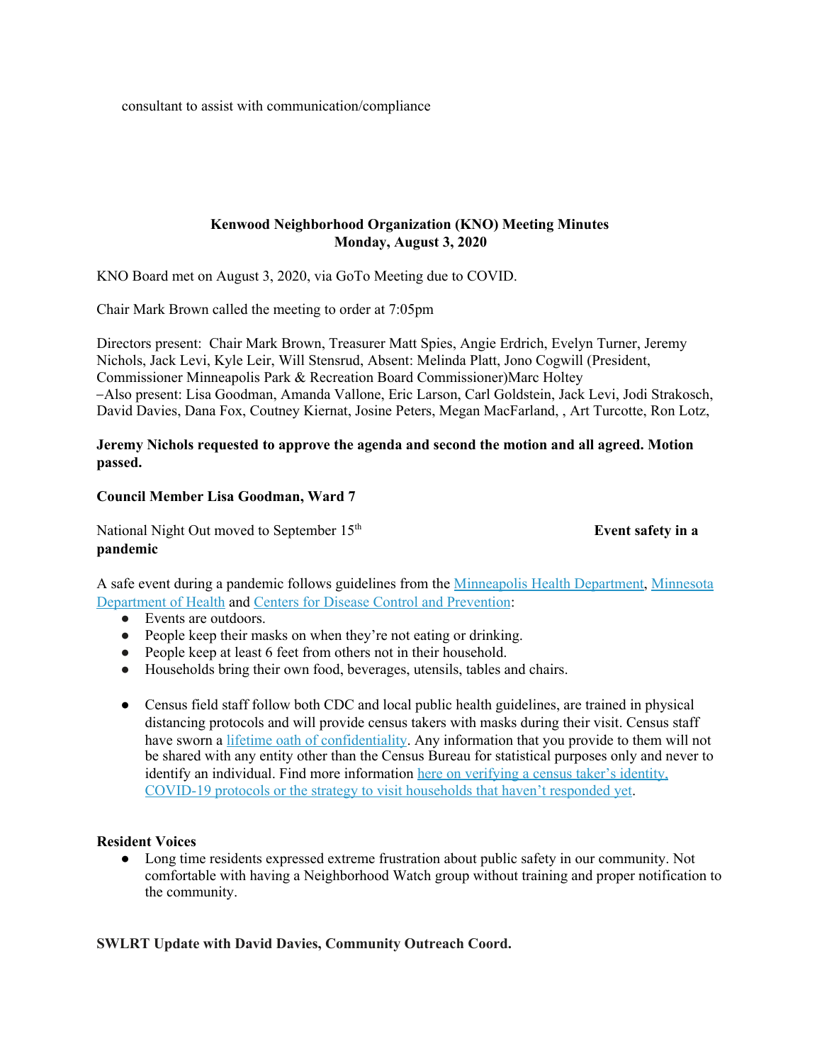consultant to assist with communication/compliance

**Kenwood Neighborhood Organization (KNO) Meeting Minutes**
**Monday, August 3, 2020**

KNO Board met on August 3, 2020, via GoTo Meeting due to COVID.

Chair Mark Brown called the meeting to order at 7:05pm

Directors present: Chair Mark Brown, Treasurer Matt Spies, Angie Erdrich, Evelyn Turner, Jeremy Nichols, Jack Levi, Kyle Leir, Will Stensrud, Absent: Melinda Platt, Jono Cogwill (President, Commissioner Minneapolis Park & Recreation Board Commissioner)Marc Holtey –Also present: Lisa Goodman, Amanda Vallone, Eric Larson, Carl Goldstein, Jack Levi, Jodi Strakosch, David Davies, Dana Fox, Coutney Kiernat, Josine Peters, Megan MacFarland, , Art Turcotte, Ron Lotz,

**Jeremy Nichols requested to approve the agenda and second the motion and all agreed. Motion passed.**

**Council Member Lisa Goodman, Ward 7**

National Night Out moved to September 15th **Event safety in a pandemic**

A safe event during a pandemic follows guidelines from the Minneapolis Health Department, Minnesota Department of Health and Centers for Disease Control and Prevention:

- Events are outdoors.
- People keep their masks on when they're not eating or drinking.
- People keep at least 6 feet from others not in their household.
- Households bring their own food, beverages, utensils, tables and chairs.

- Census field staff follow both CDC and local public health guidelines, are trained in physical distancing protocols and will provide census takers with masks during their visit. Census staff have sworn a lifetime oath of confidentiality. Any information that you provide to them will not be shared with any entity other than the Census Bureau for statistical purposes only and never to identify an individual. Find more information here on verifying a census taker's identity, COVID-19 protocols or the strategy to visit households that haven't responded yet.

**Resident Voices**

- Long time residents expressed extreme frustration about public safety in our community. Not comfortable with having a Neighborhood Watch group without training and proper notification to the community.

**SWLRT Update with David Davies, Community Outreach Coord.**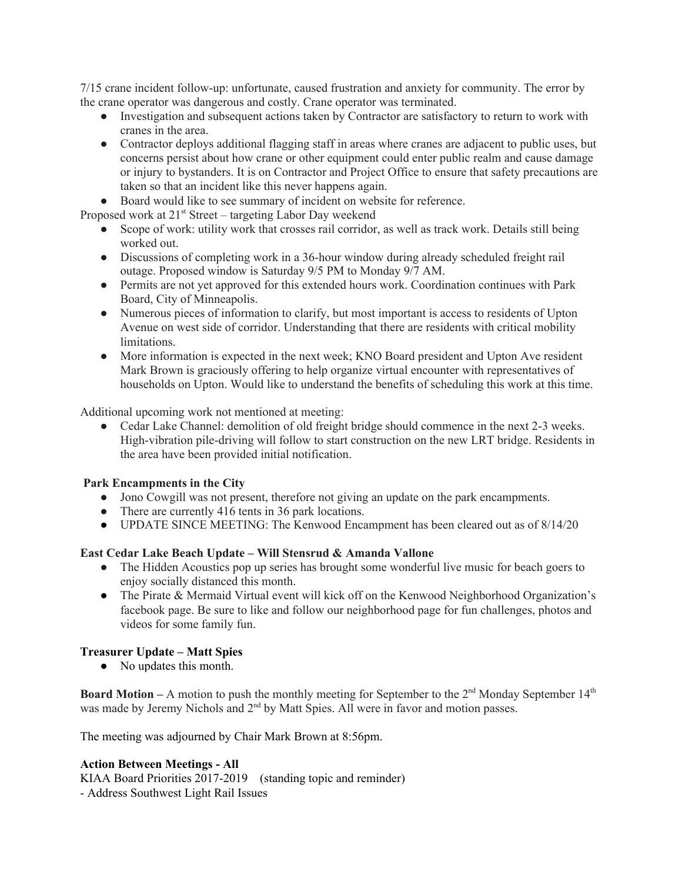7/15 crane incident follow-up: unfortunate, caused frustration and anxiety for community. The error by the crane operator was dangerous and costly. Crane operator was terminated.

- Investigation and subsequent actions taken by Contractor are satisfactory to return to work with cranes in the area.
- Contractor deploys additional flagging staff in areas where cranes are adjacent to public uses, but concerns persist about how crane or other equipment could enter public realm and cause damage or injury to bystanders. It is on Contractor and Project Office to ensure that safety precautions are taken so that an incident like this never happens again.
- Board would like to see summary of incident on website for reference.

Proposed work at 21st Street – targeting Labor Day weekend

- Scope of work: utility work that crosses rail corridor, as well as track work. Details still being worked out.
- Discussions of completing work in a 36-hour window during already scheduled freight rail outage. Proposed window is Saturday 9/5 PM to Monday 9/7 AM.
- Permits are not yet approved for this extended hours work. Coordination continues with Park Board, City of Minneapolis.
- Numerous pieces of information to clarify, but most important is access to residents of Upton Avenue on west side of corridor. Understanding that there are residents with critical mobility limitations.
- More information is expected in the next week; KNO Board president and Upton Ave resident Mark Brown is graciously offering to help organize virtual encounter with representatives of households on Upton. Would like to understand the benefits of scheduling this work at this time.

Additional upcoming work not mentioned at meeting:

- Cedar Lake Channel: demolition of old freight bridge should commence in the next 2-3 weeks. High-vibration pile-driving will follow to start construction on the new LRT bridge. Residents in the area have been provided initial notification.

**Park Encampments in the City**

- Jono Cowgill was not present, therefore not giving an update on the park encampments.
- There are currently 416 tents in 36 park locations.
- UPDATE SINCE MEETING: The Kenwood Encampment has been cleared out as of 8/14/20

**East Cedar Lake Beach Update – Will Stensrud & Amanda Vallone**

- The Hidden Acoustics pop up series has brought some wonderful live music for beach goers to enjoy socially distanced this month.
- The Pirate & Mermaid Virtual event will kick off on the Kenwood Neighborhood Organization's facebook page. Be sure to like and follow our neighborhood page for fun challenges, photos and videos for some family fun.

**Treasurer Update – Matt Spies**

- No updates this month.

**Board Motion –** A motion to push the monthly meeting for September to the 2nd Monday September 14th was made by Jeremy Nichols and 2nd by Matt Spies. All were in favor and motion passes.

The meeting was adjourned by Chair Mark Brown at 8:56pm.

**Action Between Meetings - All**

KIAA Board Priorities 2017-2019 (standing topic and reminder)

- Address Southwest Light Rail Issues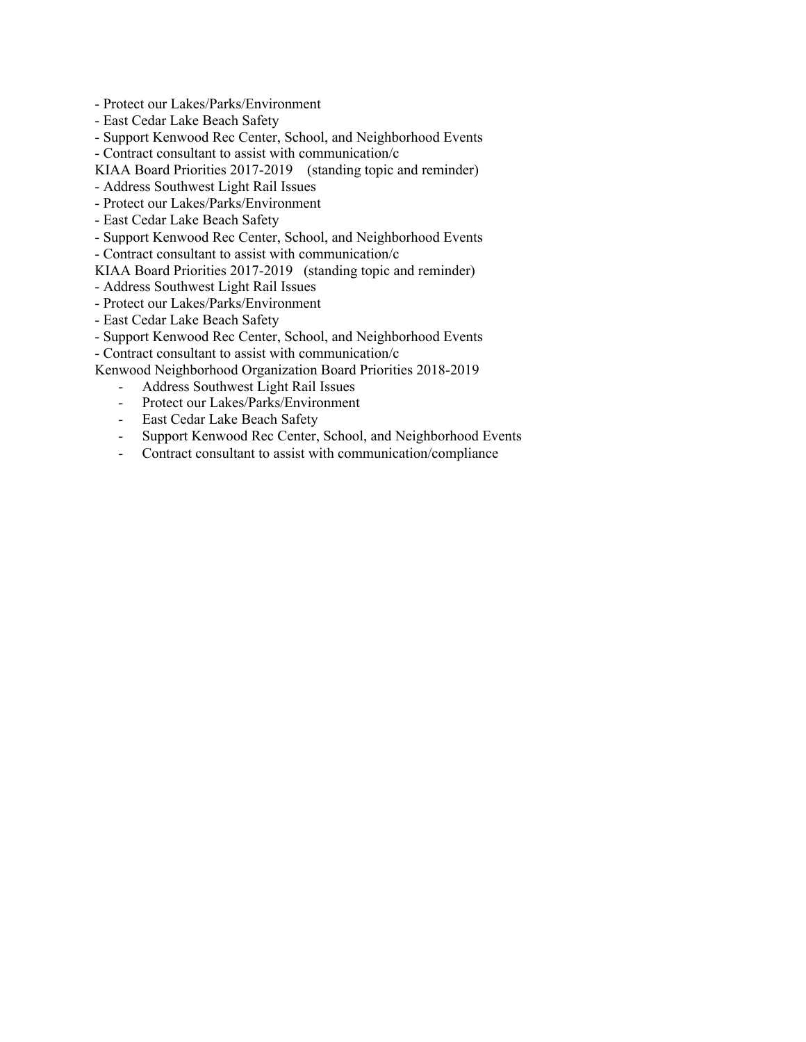- Protect our Lakes/Parks/Environment
- East Cedar Lake Beach Safety
- Support Kenwood Rec Center, School, and Neighborhood Events
- Contract consultant to assist with communication/c

KIAA Board Priorities 2017-2019 (standing topic and reminder)

- Address Southwest Light Rail Issues
- Protect our Lakes/Parks/Environment
- East Cedar Lake Beach Safety
- Support Kenwood Rec Center, School, and Neighborhood Events
- Contract consultant to assist with communication/c

KIAA Board Priorities 2017-2019 (standing topic and reminder)

- Address Southwest Light Rail Issues
- Protect our Lakes/Parks/Environment
- East Cedar Lake Beach Safety
- Support Kenwood Rec Center, School, and Neighborhood Events
- Contract consultant to assist with communication/c

Kenwood Neighborhood Organization Board Priorities 2018-2019

- Address Southwest Light Rail Issues
- Protect our Lakes/Parks/Environment
- East Cedar Lake Beach Safety
- Support Kenwood Rec Center, School, and Neighborhood Events
- Contract consultant to assist with communication/compliance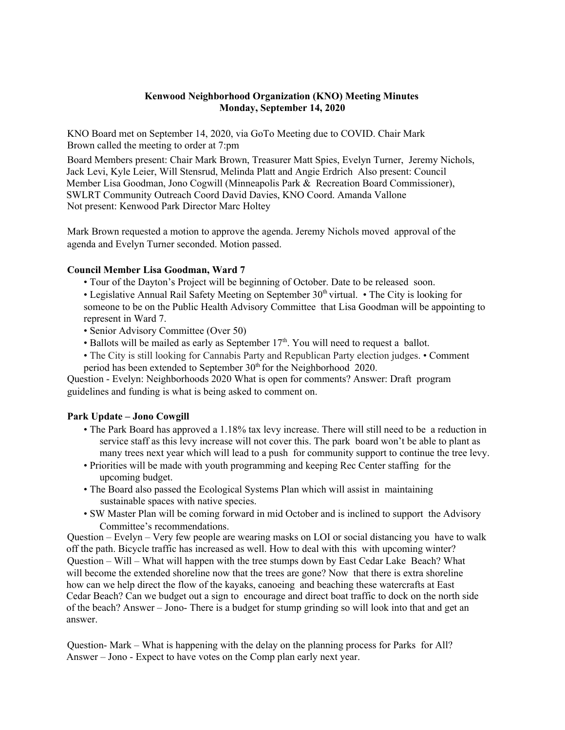**Kenwood Neighborhood Organization (KNO) Meeting Minutes**
**Monday, September 14, 2020**

KNO Board met on September 14, 2020, via GoTo Meeting due to COVID. Chair Mark Brown called the meeting to order at 7:pm

Board Members present: Chair Mark Brown, Treasurer Matt Spies, Evelyn Turner, Jeremy Nichols, Jack Levi, Kyle Leier, Will Stensrud, Melinda Platt and Angie Erdrich Also present: Council Member Lisa Goodman, Jono Cogwill (Minneapolis Park & Recreation Board Commissioner), SWLRT Community Outreach Coord David Davies, KNO Coord. Amanda Vallone
Not present: Kenwood Park Director Marc Holtey

Mark Brown requested a motion to approve the agenda. Jeremy Nichols moved approval of the agenda and Evelyn Turner seconded. Motion passed.

**Council Member Lisa Goodman, Ward 7**

- Tour of the Dayton's Project will be beginning of October. Date to be released soon.
- Legislative Annual Rail Safety Meeting on September 30th virtual.
- The City is looking for someone to be on the Public Health Advisory Committee that Lisa Goodman will be appointing to represent in Ward 7.
- Senior Advisory Committee (Over 50)
- Ballots will be mailed as early as September 17th. You will need to request a ballot.
- The City is still looking for Cannabis Party and Republican Party election judges.
- Comment period has been extended to September 30th for the Neighborhood 2020.

Question - Evelyn: Neighborhoods 2020 What is open for comments? Answer: Draft program guidelines and funding is what is being asked to comment on.

**Park Update – Jono Cowgill**

- The Park Board has approved a 1.18% tax levy increase. There will still need to be a reduction in service staff as this levy increase will not cover this. The park board won't be able to plant as many trees next year which will lead to a push for community support to continue the tree levy.
- Priorities will be made with youth programming and keeping Rec Center staffing for the upcoming budget.
- The Board also passed the Ecological Systems Plan which will assist in maintaining sustainable spaces with native species.
- SW Master Plan will be coming forward in mid October and is inclined to support the Advisory Committee's recommendations.

Question – Evelyn – Very few people are wearing masks on LOI or social distancing you have to walk off the path. Bicycle traffic has increased as well. How to deal with this with upcoming winter?
Question – Will – What will happen with the tree stumps down by East Cedar Lake Beach? What will become the extended shoreline now that the trees are gone? Now that there is extra shoreline how can we help direct the flow of the kayaks, canoeing and beaching these watercrafts at East Cedar Beach? Can we budget out a sign to encourage and direct boat traffic to dock on the north side of the beach? Answer – Jono- There is a budget for stump grinding so will look into that and get an answer.

Question- Mark – What is happening with the delay on the planning process for Parks for All? Answer – Jono - Expect to have votes on the Comp plan early next year.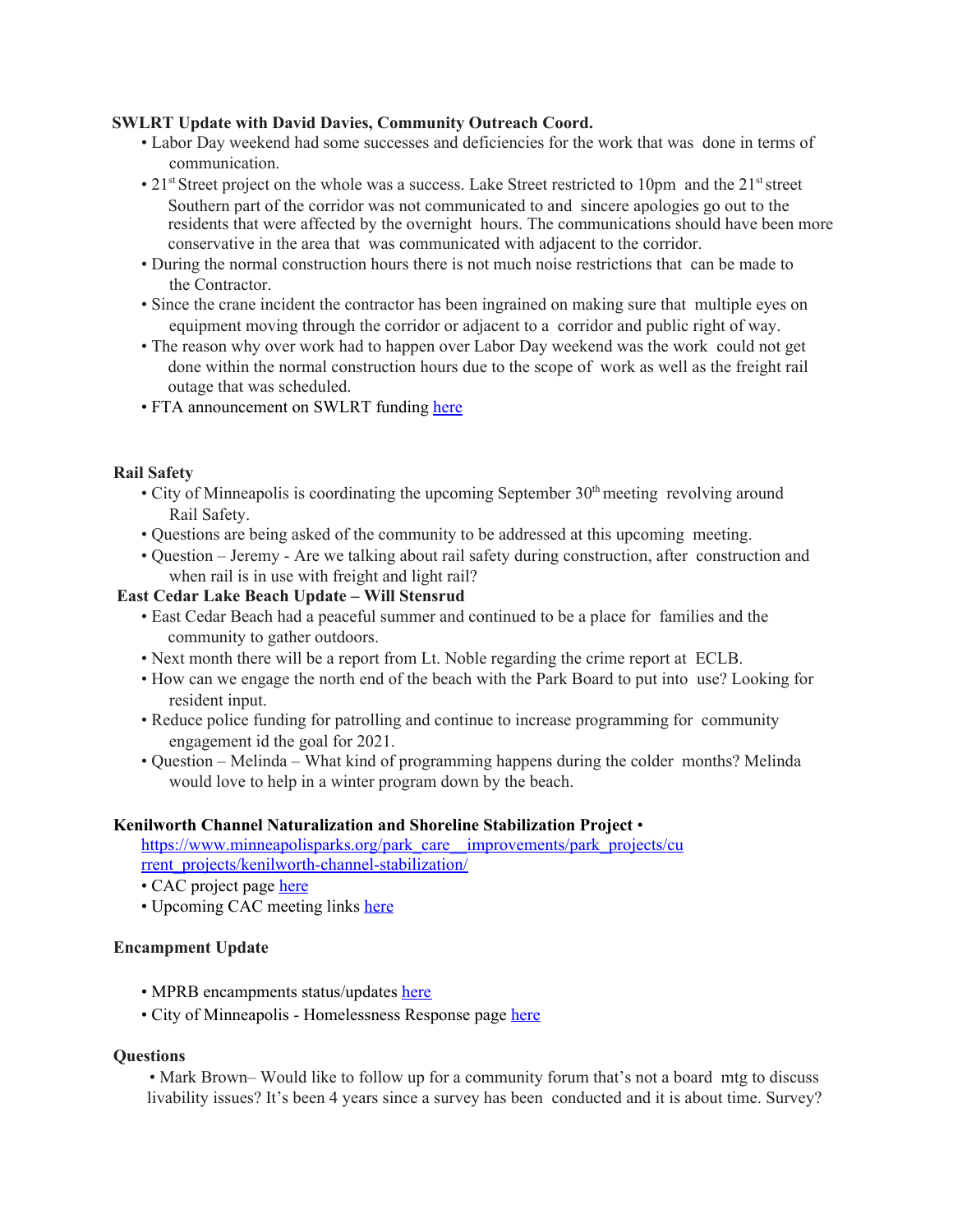**SWLRT Update with David Davies, Community Outreach Coord.**

- Labor Day weekend had some successes and deficiencies for the work that was done in terms of communication.
- 21st Street project on the whole was a success. Lake Street restricted to 10pm and the 21st street Southern part of the corridor was not communicated to and sincere apologies go out to the residents that were affected by the overnight hours. The communications should have been more conservative in the area that was communicated with adjacent to the corridor.
- During the normal construction hours there is not much noise restrictions that can be made to the Contractor.
- Since the crane incident the contractor has been ingrained on making sure that multiple eyes on equipment moving through the corridor or adjacent to a corridor and public right of way.
- The reason why over work had to happen over Labor Day weekend was the work could not get done within the normal construction hours due to the scope of work as well as the freight rail outage that was scheduled.
- FTA announcement on SWLRT funding here

**Rail Safety**

- City of Minneapolis is coordinating the upcoming September 30th meeting revolving around Rail Safety.
- Questions are being asked of the community to be addressed at this upcoming meeting.
- Question – Jeremy - Are we talking about rail safety during construction, after construction and when rail is in use with freight and light rail?

**East Cedar Lake Beach Update – Will Stensrud**

- East Cedar Beach had a peaceful summer and continued to be a place for families and the community to gather outdoors.
- Next month there will be a report from Lt. Noble regarding the crime report at ECLB.
- How can we engage the north end of the beach with the Park Board to put into use? Looking for resident input.
- Reduce police funding for patrolling and continue to increase programming for community engagement id the goal for 2021.
- Question – Melinda – What kind of programming happens during the colder months? Melinda would love to help in a winter program down by the beach.

**Kenilworth Channel Naturalization and Shoreline Stabilization Project** •

https://www.minneapolisparks.org/park_care__improvements/park_projects/current_projects/kenilworth-channel-stabilization/

- CAC project page here
- Upcoming CAC meeting links here

**Encampment Update**

- MPRB encampments status/updates here
- City of Minneapolis - Homelessness Response page here

**Questions**

- Mark Brown– Would like to follow up for a community forum that's not a board mtg to discuss livability issues? It's been 4 years since a survey has been conducted and it is about time. Survey?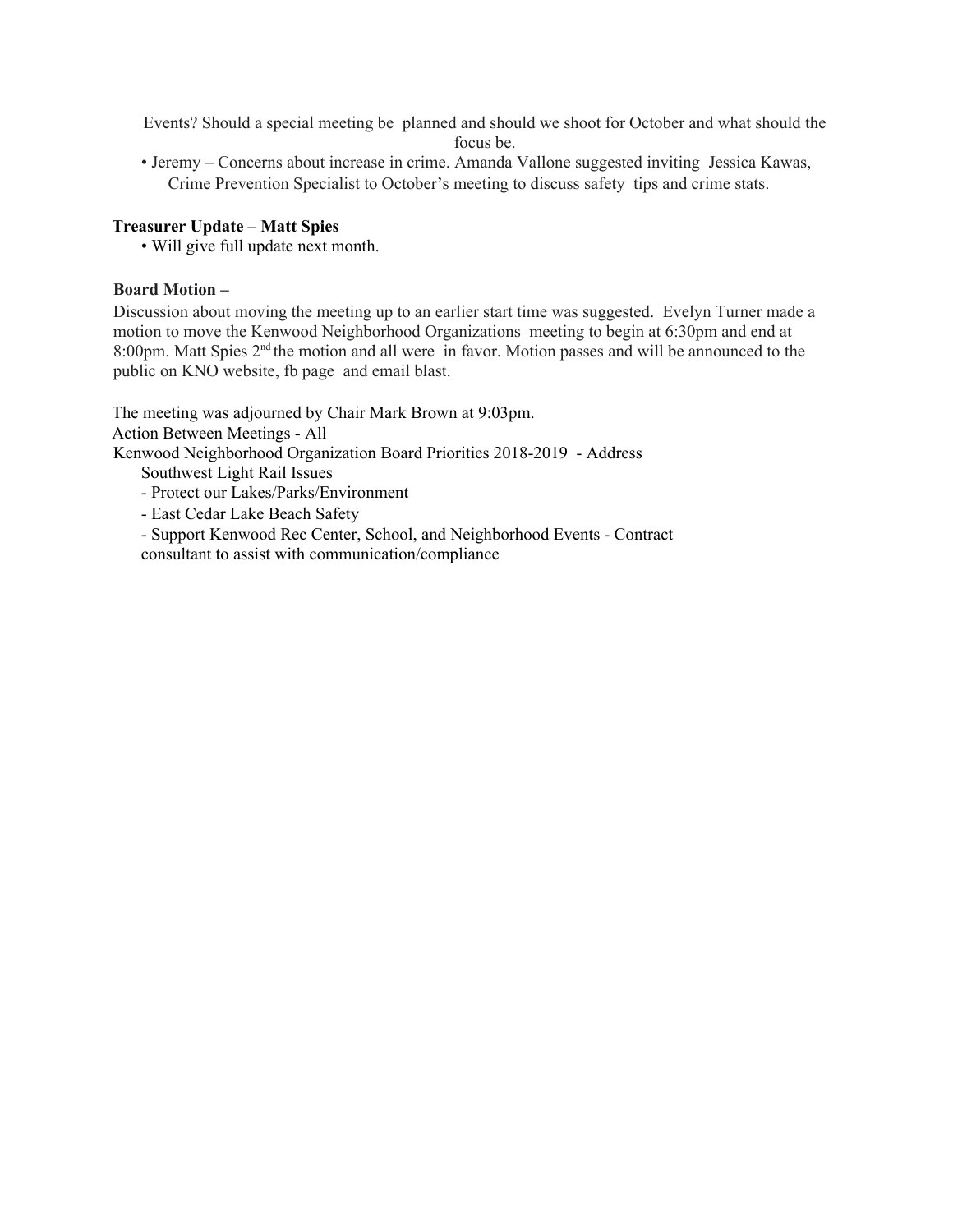Events? Should a special meeting be planned and should we shoot for October and what should the focus be.

- Jeremy – Concerns about increase in crime. Amanda Vallone suggested inviting Jessica Kawas, Crime Prevention Specialist to October's meeting to discuss safety tips and crime stats.

**Treasurer Update – Matt Spies**

- Will give full update next month.

**Board Motion –**

Discussion about moving the meeting up to an earlier start time was suggested. Evelyn Turner made a motion to move the Kenwood Neighborhood Organizations meeting to begin at 6:30pm and end at 8:00pm. Matt Spies 2nd the motion and all were in favor. Motion passes and will be announced to the public on KNO website, fb page and email blast.

The meeting was adjourned by Chair Mark Brown at 9:03pm.

Action Between Meetings - All

Kenwood Neighborhood Organization Board Priorities 2018-2019 - Address Southwest Light Rail Issues

- Protect our Lakes/Parks/Environment
- East Cedar Lake Beach Safety
- Support Kenwood Rec Center, School, and Neighborhood Events - Contract consultant to assist with communication/compliance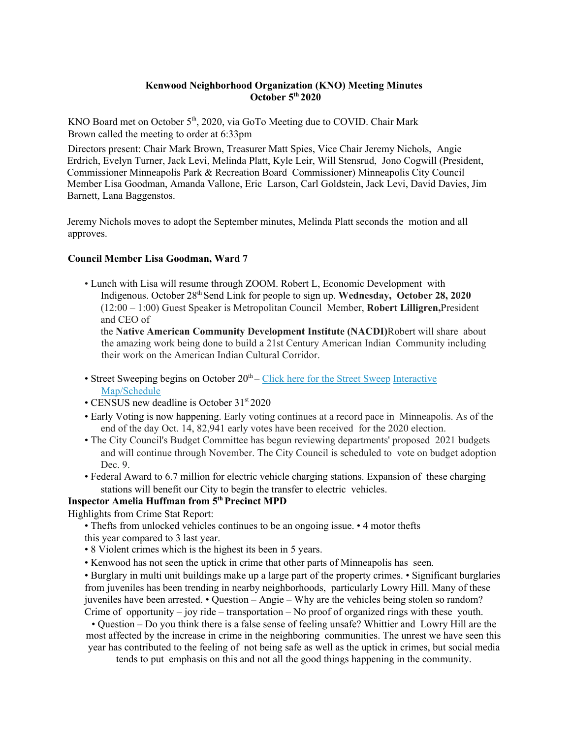**Kenwood Neighborhood Organization (KNO) Meeting Minutes**
**October 5th 2020**

KNO Board met on October 5th, 2020, via GoTo Meeting due to COVID. Chair Mark Brown called the meeting to order at 6:33pm

Directors present: Chair Mark Brown, Treasurer Matt Spies, Vice Chair Jeremy Nichols, Angie Erdrich, Evelyn Turner, Jack Levi, Melinda Platt, Kyle Leir, Will Stensrud, Jono Cogwill (President, Commissioner Minneapolis Park & Recreation Board Commissioner) Minneapolis City Council Member Lisa Goodman, Amanda Vallone, Eric Larson, Carl Goldstein, Jack Levi, David Davies, Jim Barnett, Lana Baggenstos.

Jeremy Nichols moves to adopt the September minutes, Melinda Platt seconds the motion and all approves.

**Council Member Lisa Goodman, Ward 7**

- Lunch with Lisa will resume through ZOOM. Robert L, Economic Development with Indigenous. October 28th Send Link for people to sign up. **Wednesday, October 28, 2020** (12:00 – 1:00) Guest Speaker is Metropolitan Council Member, **Robert Lilligren,** President and CEO of the **Native American Community Development Institute (NACDI)** Robert will share about the amazing work being done to build a 21st Century American Indian Community including their work on the American Indian Cultural Corridor.
- Street Sweeping begins on October 20th – Click here for the Street Sweep Interactive Map/Schedule
- CENSUS new deadline is October 31st 2020
- Early Voting is now happening. Early voting continues at a record pace in Minneapolis. As of the end of the day Oct. 14, 82,941 early votes have been received for the 2020 election.
- The City Council's Budget Committee has begun reviewing departments' proposed 2021 budgets and will continue through November. The City Council is scheduled to vote on budget adoption Dec. 9.
- Federal Award to 6.7 million for electric vehicle charging stations. Expansion of these charging stations will benefit our City to begin the transfer to electric vehicles.

**Inspector Amelia Huffman from 5th Precinct MPD**

Highlights from Crime Stat Report:

- Thefts from unlocked vehicles continues to be an ongoing issue.
- 4 motor thefts this year compared to 3 last year.
- 8 Violent crimes which is the highest its been in 5 years.
- Kenwood has not seen the uptick in crime that other parts of Minneapolis has seen.
- Burglary in multi unit buildings make up a large part of the property crimes.
- Significant burglaries from juveniles has been trending in nearby neighborhoods, particularly Lowry Hill. Many of these juveniles have been arrested.
- Question – Angie – Why are the vehicles being stolen so random? Crime of opportunity – joy ride – transportation – No proof of organized rings with these youth.
- Question – Do you think there is a false sense of feeling unsafe? Whittier and Lowry Hill are the most affected by the increase in crime in the neighboring communities. The unrest we have seen this year has contributed to the feeling of not being safe as well as the uptick in crimes, but social media tends to put emphasis on this and not all the good things happening in the community.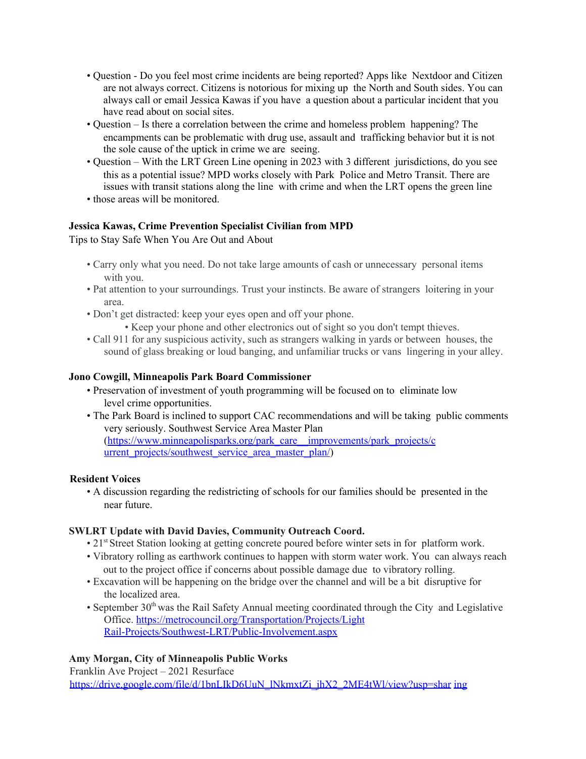- Question - Do you feel most crime incidents are being reported? Apps like Nextdoor and Citizen are not always correct. Citizens is notorious for mixing up the North and South sides. You can always call or email Jessica Kawas if you have a question about a particular incident that you have read about on social sites.
- Question – Is there a correlation between the crime and homeless problem happening? The encampments can be problematic with drug use, assault and trafficking behavior but it is not the sole cause of the uptick in crime we are seeing.
- Question – With the LRT Green Line opening in 2023 with 3 different jurisdictions, do you see this as a potential issue? MPD works closely with Park Police and Metro Transit. There are issues with transit stations along the line with crime and when the LRT opens the green line
- those areas will be monitored.

**Jessica Kawas, Crime Prevention Specialist Civilian from MPD**

Tips to Stay Safe When You Are Out and About

- Carry only what you need. Do not take large amounts of cash or unnecessary personal items with you.
- Pat attention to your surroundings. Trust your instincts. Be aware of strangers loitering in your area.
- Don't get distracted: keep your eyes open and off your phone.
  - Keep your phone and other electronics out of sight so you don't tempt thieves.
- Call 911 for any suspicious activity, such as strangers walking in yards or between houses, the sound of glass breaking or loud banging, and unfamiliar trucks or vans lingering in your alley.

**Jono Cowgill, Minneapolis Park Board Commissioner**

- Preservation of investment of youth programming will be focused on to eliminate low level crime opportunities.
- The Park Board is inclined to support CAC recommendations and will be taking public comments very seriously. Southwest Service Area Master Plan (https://www.minneapolisparks.org/park_care__improvements/park_projects/current_projects/southwest_service_area_master_plan/)

**Resident Voices**

- A discussion regarding the redistricting of schools for our families should be presented in the near future.

**SWLRT Update with David Davies, Community Outreach Coord.**

- 21st Street Station looking at getting concrete poured before winter sets in for platform work.
- Vibratory rolling as earthwork continues to happen with storm water work. You can always reach out to the project office if concerns about possible damage due to vibratory rolling.
- Excavation will be happening on the bridge over the channel and will be a bit disruptive for the localized area.
- September 30th was the Rail Safety Annual meeting coordinated through the City and Legislative Office. https://metrocouncil.org/Transportation/Projects/Light Rail-Projects/Southwest-LRT/Public-Involvement.aspx

**Amy Morgan, City of Minneapolis Public Works**

Franklin Ave Project – 2021 Resurface

https://drive.google.com/file/d/1bnLIkD6UuN_lNkmxtZi_jhX2_2ME4tWl/view?usp=sharing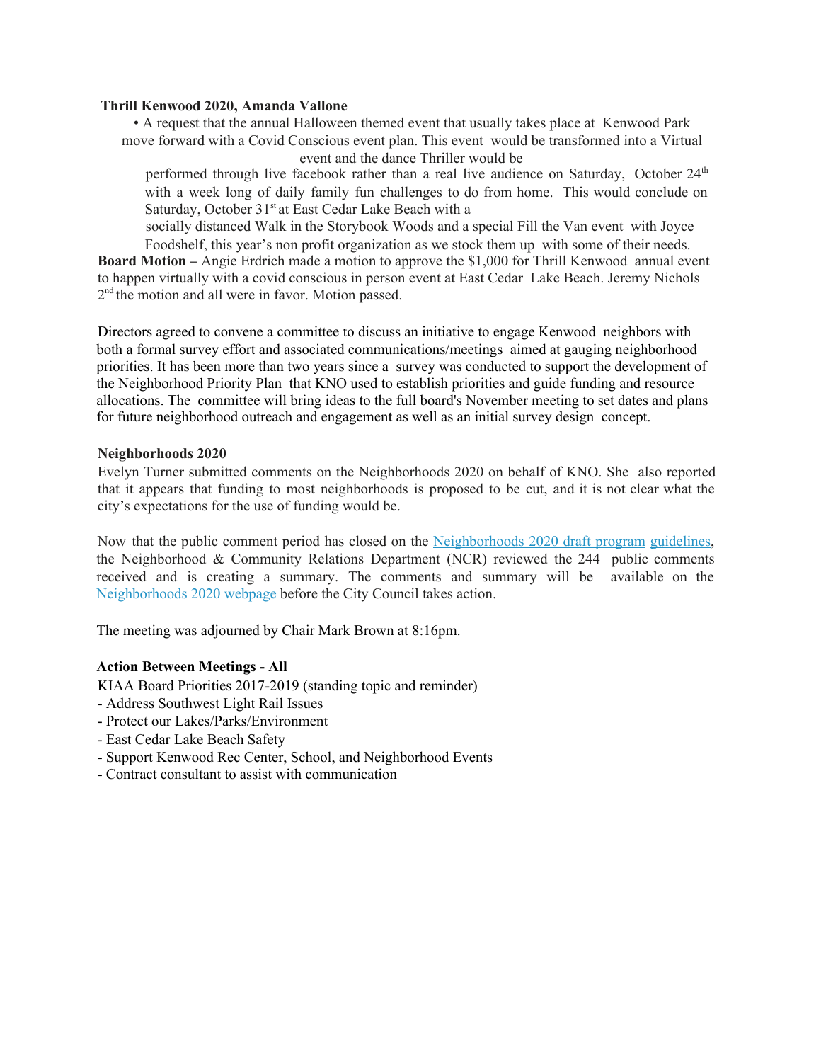**Thrill Kenwood 2020, Amanda Vallone**

- A request that the annual Halloween themed event that usually takes place at Kenwood Park move forward with a Covid Conscious event plan. This event would be transformed into a Virtual event and the dance Thriller would be performed through live facebook rather than a real live audience on Saturday, October 24th with a week long of daily family fun challenges to do from home. This would conclude on Saturday, October 31st at East Cedar Lake Beach with a socially distanced Walk in the Storybook Woods and a special Fill the Van event with Joyce Foodshelf, this year's non profit organization as we stock them up with some of their needs.

**Board Motion –** Angie Erdrich made a motion to approve the $1,000 for Thrill Kenwood annual event to happen virtually with a covid conscious in person event at East Cedar Lake Beach. Jeremy Nichols 2nd the motion and all were in favor. Motion passed.

Directors agreed to convene a committee to discuss an initiative to engage Kenwood neighbors with both a formal survey effort and associated communications/meetings aimed at gauging neighborhood priorities. It has been more than two years since a survey was conducted to support the development of the Neighborhood Priority Plan that KNO used to establish priorities and guide funding and resource allocations. The committee will bring ideas to the full board's November meeting to set dates and plans for future neighborhood outreach and engagement as well as an initial survey design concept.

**Neighborhoods 2020**

Evelyn Turner submitted comments on the Neighborhoods 2020 on behalf of KNO. She also reported that it appears that funding to most neighborhoods is proposed to be cut, and it is not clear what the city's expectations for the use of funding would be.

Now that the public comment period has closed on the Neighborhoods 2020 draft program guidelines, the Neighborhood & Community Relations Department (NCR) reviewed the 244 public comments received and is creating a summary. The comments and summary will be available on the Neighborhoods 2020 webpage before the City Council takes action.

The meeting was adjourned by Chair Mark Brown at 8:16pm.

**Action Between Meetings - All**

KIAA Board Priorities 2017-2019 (standing topic and reminder)

- Address Southwest Light Rail Issues
- Protect our Lakes/Parks/Environment
- East Cedar Lake Beach Safety
- Support Kenwood Rec Center, School, and Neighborhood Events
- Contract consultant to assist with communication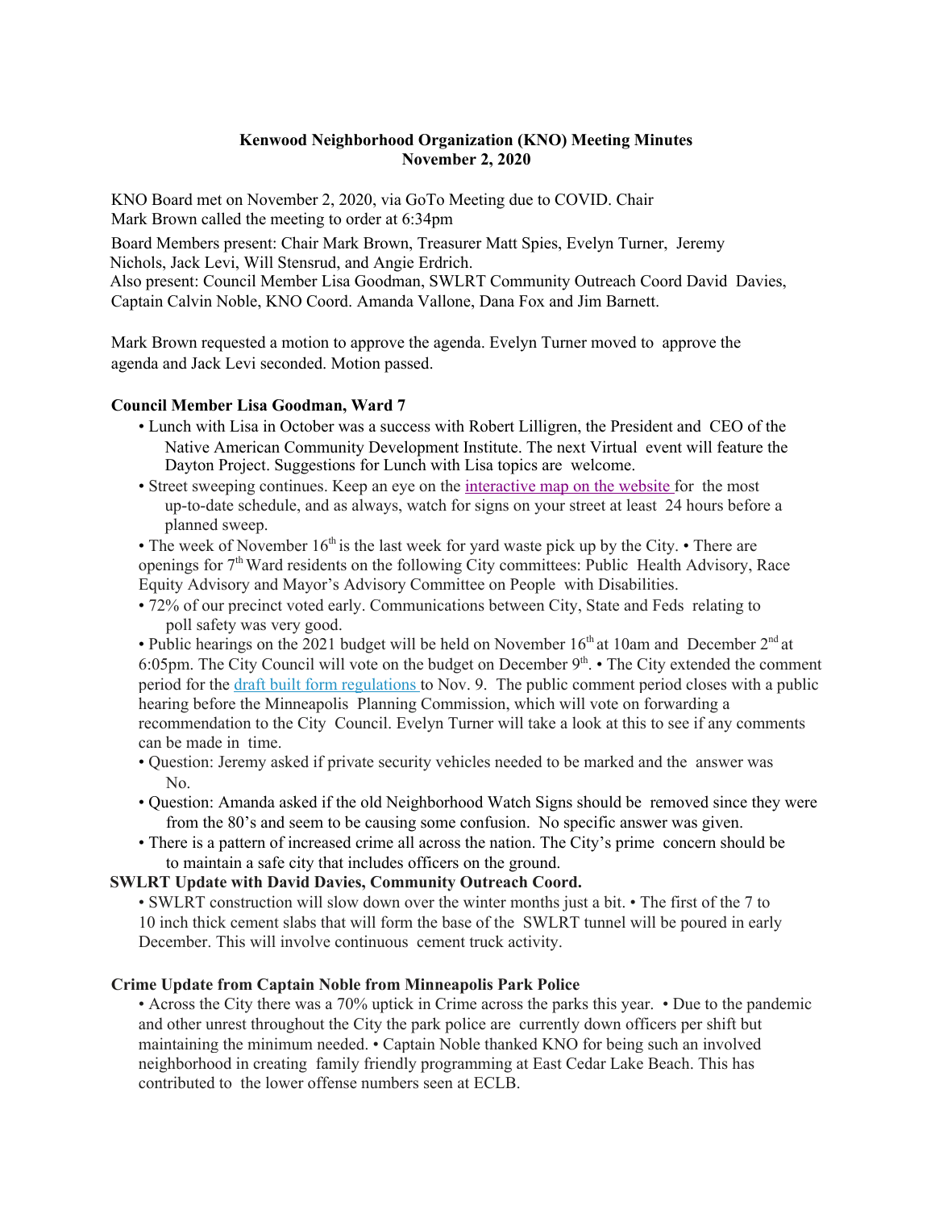**Kenwood Neighborhood Organization (KNO) Meeting Minutes**
**November 2, 2020**

KNO Board met on November 2, 2020, via GoTo Meeting due to COVID. Chair Mark Brown called the meeting to order at 6:34pm

Board Members present: Chair Mark Brown, Treasurer Matt Spies, Evelyn Turner, Jeremy Nichols, Jack Levi, Will Stensrud, and Angie Erdrich.
Also present: Council Member Lisa Goodman, SWLRT Community Outreach Coord David Davies, Captain Calvin Noble, KNO Coord. Amanda Vallone, Dana Fox and Jim Barnett.

Mark Brown requested a motion to approve the agenda. Evelyn Turner moved to approve the agenda and Jack Levi seconded. Motion passed.

**Council Member Lisa Goodman, Ward 7**

- Lunch with Lisa in October was a success with Robert Lilligren, the President and CEO of the Native American Community Development Institute. The next Virtual event will feature the Dayton Project. Suggestions for Lunch with Lisa topics are welcome.
- Street sweeping continues. Keep an eye on the interactive map on the website for the most up-to-date schedule, and as always, watch for signs on your street at least 24 hours before a planned sweep.
- The week of November 16th is the last week for yard waste pick up by the City. • There are openings for 7th Ward residents on the following City committees: Public Health Advisory, Race Equity Advisory and Mayor's Advisory Committee on People with Disabilities.
- 72% of our precinct voted early. Communications between City, State and Feds relating to poll safety was very good.
- Public hearings on the 2021 budget will be held on November 16th at 10am and December 2nd at 6:05pm. The City Council will vote on the budget on December 9th. • The City extended the comment period for the draft built form regulations to Nov. 9. The public comment period closes with a public hearing before the Minneapolis Planning Commission, which will vote on forwarding a recommendation to the City Council. Evelyn Turner will take a look at this to see if any comments can be made in time.
- Question: Jeremy asked if private security vehicles needed to be marked and the answer was No.
- Question: Amanda asked if the old Neighborhood Watch Signs should be removed since they were from the 80's and seem to be causing some confusion. No specific answer was given.
- There is a pattern of increased crime all across the nation. The City's prime concern should be to maintain a safe city that includes officers on the ground.

**SWLRT Update with David Davies, Community Outreach Coord.**

- SWLRT construction will slow down over the winter months just a bit. • The first of the 7 to 10 inch thick cement slabs that will form the base of the SWLRT tunnel will be poured in early December. This will involve continuous cement truck activity.

**Crime Update from Captain Noble from Minneapolis Park Police**

- Across the City there was a 70% uptick in Crime across the parks this year. • Due to the pandemic and other unrest throughout the City the park police are currently down officers per shift but maintaining the minimum needed. • Captain Noble thanked KNO for being such an involved neighborhood in creating family friendly programming at East Cedar Lake Beach. This has contributed to the lower offense numbers seen at ECLB.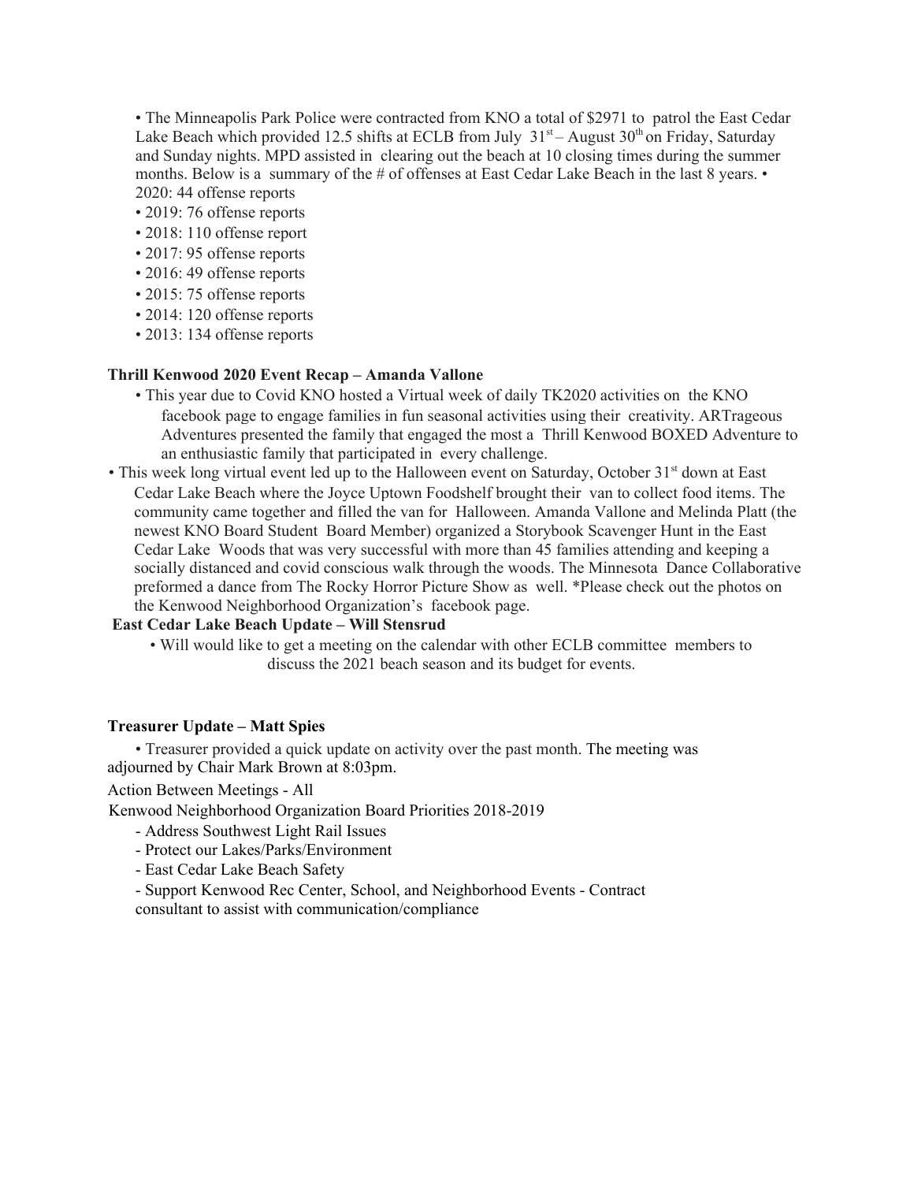- The Minneapolis Park Police were contracted from KNO a total of $2971 to patrol the East Cedar Lake Beach which provided 12.5 shifts at ECLB from July 31st – August 30th on Friday, Saturday and Sunday nights. MPD assisted in clearing out the beach at 10 closing times during the summer months. Below is a summary of the # of offenses at East Cedar Lake Beach in the last 8 years.
  - 2020: 44 offense reports
  - 2019: 76 offense reports
  - 2018: 110 offense report
  - 2017: 95 offense reports
  - 2016: 49 offense reports
  - 2015: 75 offense reports
  - 2014: 120 offense reports
  - 2013: 134 offense reports

**Thrill Kenwood 2020 Event Recap – Amanda Vallone**

- This year due to Covid KNO hosted a Virtual week of daily TK2020 activities on the KNO facebook page to engage families in fun seasonal activities using their creativity. ARTrageous Adventures presented the family that engaged the most a Thrill Kenwood BOXED Adventure to an enthusiastic family that participated in every challenge.
- This week long virtual event led up to the Halloween event on Saturday, October 31st down at East Cedar Lake Beach where the Joyce Uptown Foodshelf brought their van to collect food items. The community came together and filled the van for Halloween. Amanda Vallone and Melinda Platt (the newest KNO Board Student Board Member) organized a Storybook Scavenger Hunt in the East Cedar Lake Woods that was very successful with more than 45 families attending and keeping a socially distanced and covid conscious walk through the woods. The Minnesota Dance Collaborative preformed a dance from The Rocky Horror Picture Show as well. *Please check out the photos on the Kenwood Neighborhood Organization's facebook page.

**East Cedar Lake Beach Update – Will Stensrud**

- Will would like to get a meeting on the calendar with other ECLB committee members to discuss the 2021 beach season and its budget for events.

**Treasurer Update – Matt Spies**

- Treasurer provided a quick update on activity over the past month. The meeting was adjourned by Chair Mark Brown at 8:03pm.

Action Between Meetings - All

Kenwood Neighborhood Organization Board Priorities 2018-2019

- Address Southwest Light Rail Issues
- Protect our Lakes/Parks/Environment
- East Cedar Lake Beach Safety
- Support Kenwood Rec Center, School, and Neighborhood Events - Contract consultant to assist with communication/compliance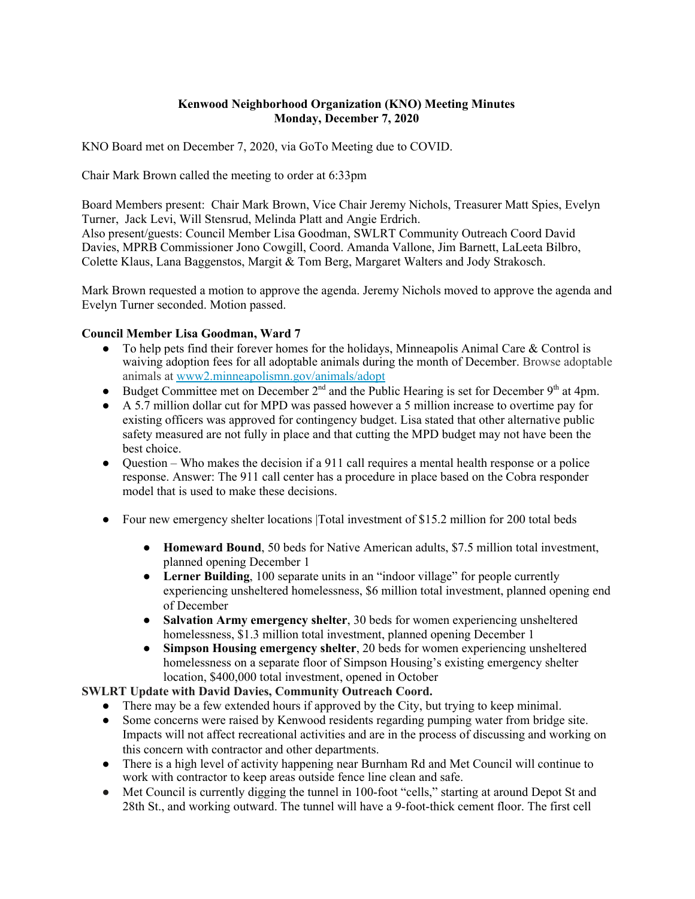**Kenwood Neighborhood Organization (KNO) Meeting Minutes**
**Monday, December 7, 2020**

KNO Board met on December 7, 2020, via GoTo Meeting due to COVID.

Chair Mark Brown called the meeting to order at 6:33pm

Board Members present: Chair Mark Brown, Vice Chair Jeremy Nichols, Treasurer Matt Spies, Evelyn Turner, Jack Levi, Will Stensrud, Melinda Platt and Angie Erdrich.
Also present/guests: Council Member Lisa Goodman, SWLRT Community Outreach Coord David Davies, MPRB Commissioner Jono Cowgill, Coord. Amanda Vallone, Jim Barnett, LaLeeta Bilbro, Colette Klaus, Lana Baggenstos, Margit & Tom Berg, Margaret Walters and Jody Strakosch.

Mark Brown requested a motion to approve the agenda. Jeremy Nichols moved to approve the agenda and Evelyn Turner seconded. Motion passed.

**Council Member Lisa Goodman, Ward 7**

- To help pets find their forever homes for the holidays, Minneapolis Animal Care & Control is waiving adoption fees for all adoptable animals during the month of December. Browse adoptable animals at [www2.minneapolismn.gov/animals/adopt](www2.minneapolismn.gov/animals/adopt)
- Budget Committee met on December 2nd and the Public Hearing is set for December 9th at 4pm.
- A 5.7 million dollar cut for MPD was passed however a 5 million increase to overtime pay for existing officers was approved for contingency budget. Lisa stated that other alternative public safety measured are not fully in place and that cutting the MPD budget may not have been the best choice.
- Question – Who makes the decision if a 911 call requires a mental health response or a police response. Answer: The 911 call center has a procedure in place based on the Cobra responder model that is used to make these decisions.
- Four new emergency shelter locations |Total investment of $15.2 million for 200 total beds
    - **Homeward Bound**, 50 beds for Native American adults, $7.5 million total investment, planned opening December 1
    - **Lerner Building**, 100 separate units in an "indoor village" for people currently experiencing unsheltered homelessness, $6 million total investment, planned opening end of December
    - **Salvation Army emergency shelter**, 30 beds for women experiencing unsheltered homelessness, $1.3 million total investment, planned opening December 1
    - **Simpson Housing emergency shelter**, 20 beds for women experiencing unsheltered homelessness on a separate floor of Simpson Housing's existing emergency shelter location, $400,000 total investment, opened in October

**SWLRT Update with David Davies, Community Outreach Coord.**

- There may be a few extended hours if approved by the City, but trying to keep minimal.
- Some concerns were raised by Kenwood residents regarding pumping water from bridge site. Impacts will not affect recreational activities and are in the process of discussing and working on this concern with contractor and other departments.
- There is a high level of activity happening near Burnham Rd and Met Council will continue to work with contractor to keep areas outside fence line clean and safe.
- Met Council is currently digging the tunnel in 100-foot "cells," starting at around Depot St and 28th St., and working outward. The tunnel will have a 9-foot-thick cement floor. The first cell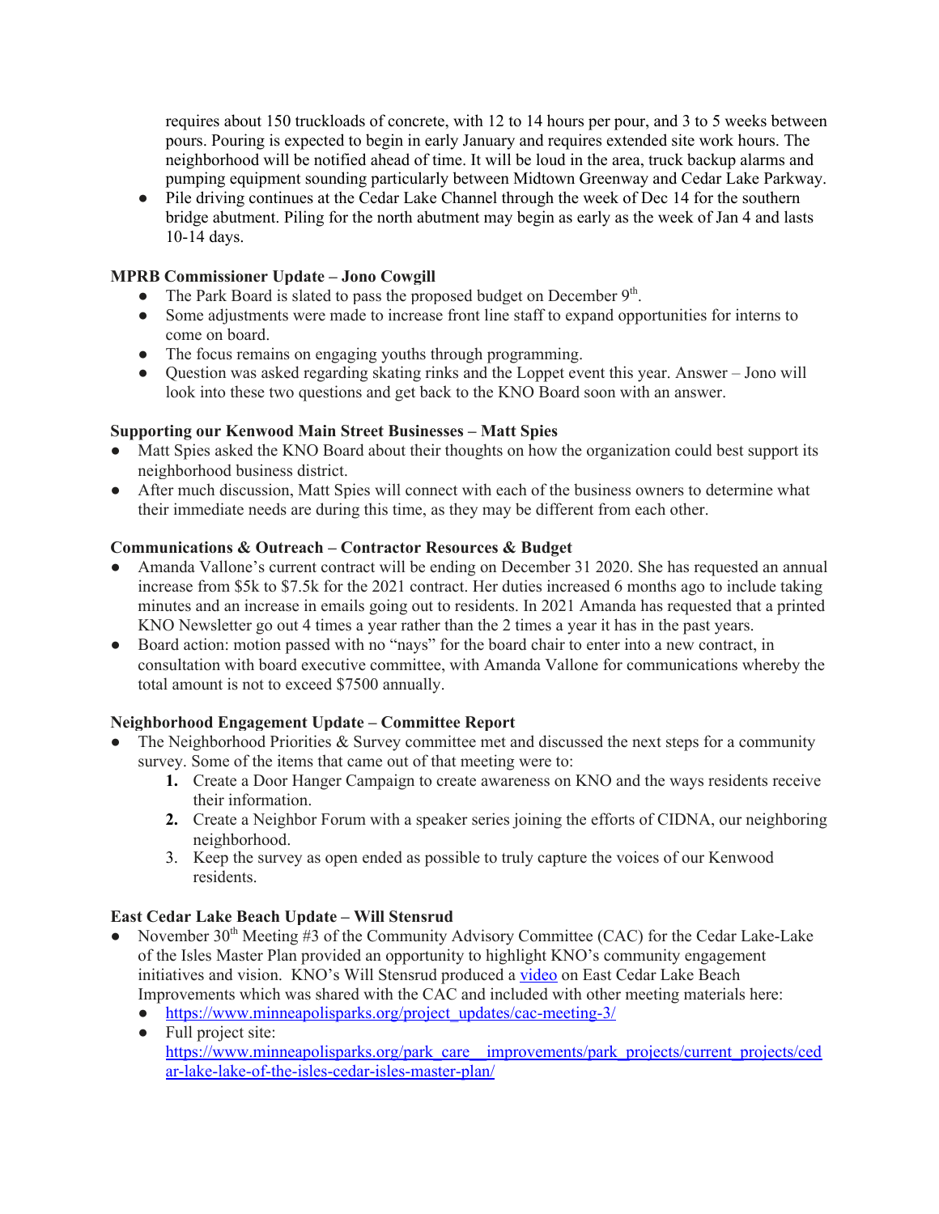requires about 150 truckloads of concrete, with 12 to 14 hours per pour, and 3 to 5 weeks between pours. Pouring is expected to begin in early January and requires extended site work hours. The neighborhood will be notified ahead of time. It will be loud in the area, truck backup alarms and pumping equipment sounding particularly between Midtown Greenway and Cedar Lake Parkway.

- Pile driving continues at the Cedar Lake Channel through the week of Dec 14 for the southern bridge abutment. Piling for the north abutment may begin as early as the week of Jan 4 and lasts 10-14 days.

**MPRB Commissioner Update – Jono Cowgill**

- The Park Board is slated to pass the proposed budget on December 9th.
- Some adjustments were made to increase front line staff to expand opportunities for interns to come on board.
- The focus remains on engaging youths through programming.
- Question was asked regarding skating rinks and the Loppet event this year. Answer – Jono will look into these two questions and get back to the KNO Board soon with an answer.

**Supporting our Kenwood Main Street Businesses – Matt Spies**

- Matt Spies asked the KNO Board about their thoughts on how the organization could best support its neighborhood business district.
- After much discussion, Matt Spies will connect with each of the business owners to determine what their immediate needs are during this time, as they may be different from each other.

**Communications & Outreach – Contractor Resources & Budget**

- Amanda Vallone's current contract will be ending on December 31 2020. She has requested an annual increase from $5k to $7.5k for the 2021 contract. Her duties increased 6 months ago to include taking minutes and an increase in emails going out to residents. In 2021 Amanda has requested that a printed KNO Newsletter go out 4 times a year rather than the 2 times a year it has in the past years.
- Board action: motion passed with no "nays" for the board chair to enter into a new contract, in consultation with board executive committee, with Amanda Vallone for communications whereby the total amount is not to exceed $7500 annually.

**Neighborhood Engagement Update – Committee Report**

- The Neighborhood Priorities & Survey committee met and discussed the next steps for a community survey. Some of the items that came out of that meeting were to:
    1. Create a Door Hanger Campaign to create awareness on KNO and the ways residents receive their information.
    2. Create a Neighbor Forum with a speaker series joining the efforts of CIDNA, our neighboring neighborhood.
    3. Keep the survey as open ended as possible to truly capture the voices of our Kenwood residents.

**East Cedar Lake Beach Update – Will Stensrud**

- November 30th Meeting #3 of the Community Advisory Committee (CAC) for the Cedar Lake-Lake of the Isles Master Plan provided an opportunity to highlight KNO's community engagement initiatives and vision. KNO's Will Stensrud produced a video on East Cedar Lake Beach Improvements which was shared with the CAC and included with other meeting materials here:
    - https://www.minneapolisparks.org/project_updates/cac-meeting-3/
    - Full project site: https://www.minneapolisparks.org/park_care__improvements/park_projects/current_projects/cedar-lake-lake-of-the-isles-cedar-isles-master-plan/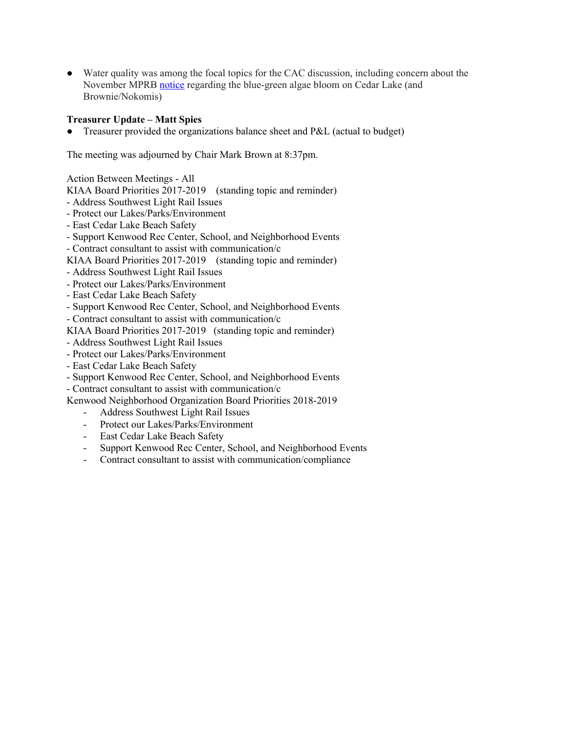- Water quality was among the focal topics for the CAC discussion, including concern about the November MPRB notice regarding the blue-green algae bloom on Cedar Lake (and Brownie/Nokomis)

**Treasurer Update – Matt Spies**

- Treasurer provided the organizations balance sheet and P&L (actual to budget)

The meeting was adjourned by Chair Mark Brown at 8:37pm.

Action Between Meetings - All
KIAA Board Priorities 2017-2019 (standing topic and reminder)
- Address Southwest Light Rail Issues
- Protect our Lakes/Parks/Environment
- East Cedar Lake Beach Safety
- Support Kenwood Rec Center, School, and Neighborhood Events
- Contract consultant to assist with communication/c

KIAA Board Priorities 2017-2019 (standing topic and reminder)
- Address Southwest Light Rail Issues
- Protect our Lakes/Parks/Environment
- East Cedar Lake Beach Safety
- Support Kenwood Rec Center, School, and Neighborhood Events
- Contract consultant to assist with communication/c

KIAA Board Priorities 2017-2019 (standing topic and reminder)
- Address Southwest Light Rail Issues
- Protect our Lakes/Parks/Environment
- East Cedar Lake Beach Safety
- Support Kenwood Rec Center, School, and Neighborhood Events
- Contract consultant to assist with communication/c

Kenwood Neighborhood Organization Board Priorities 2018-2019
- Address Southwest Light Rail Issues
- Protect our Lakes/Parks/Environment
- East Cedar Lake Beach Safety
- Support Kenwood Rec Center, School, and Neighborhood Events
- Contract consultant to assist with communication/compliance